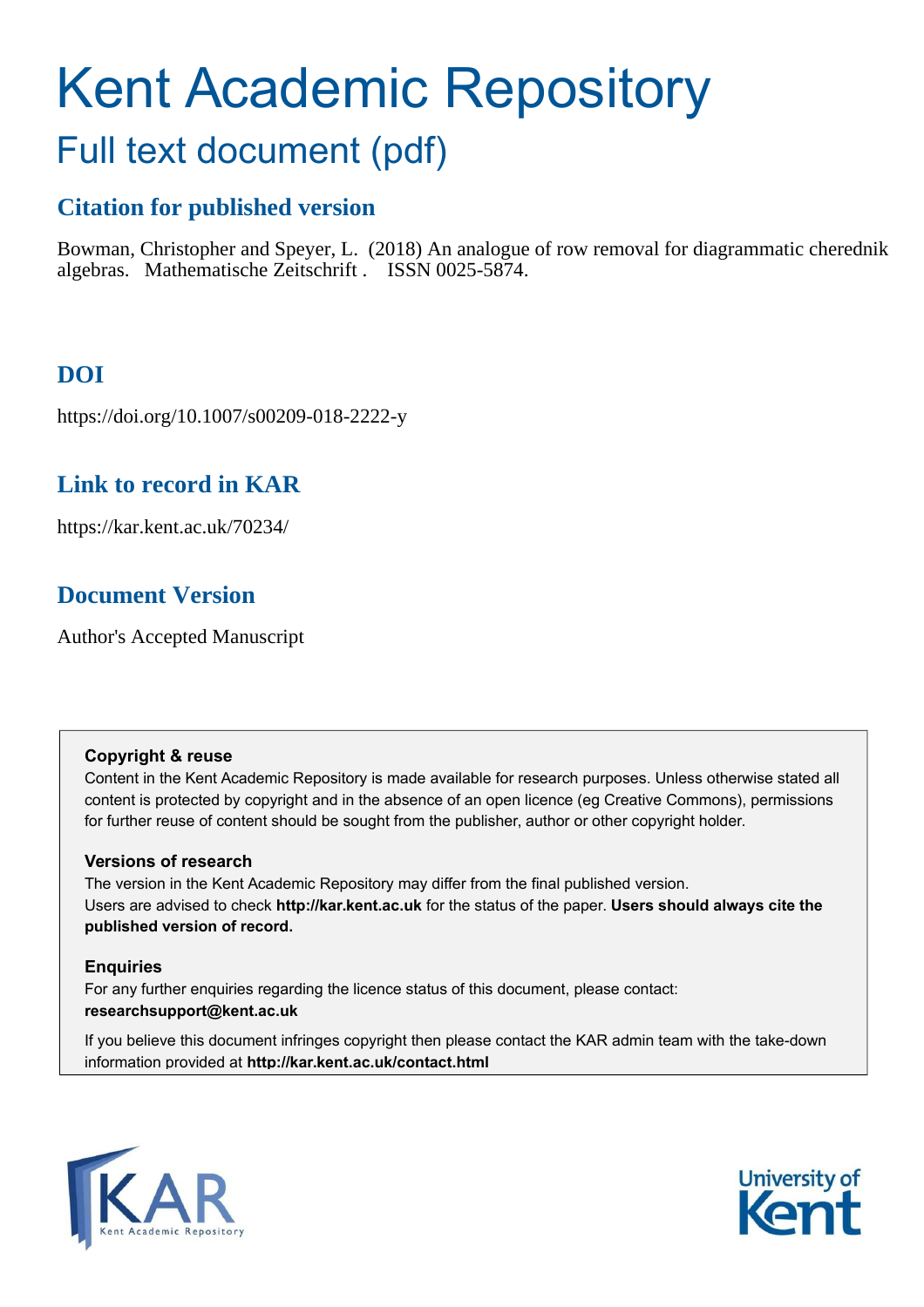# Kent Academic Repository

## Full text document (pdf)

### Citation for published version

Bowman, Christopher and Speyer, L. (2018) An analogue of row removal for diagrammatic cherednik algebras. Mathematische Zeitschrift . ISSN 0025-5874.

### DOI

https://doi.org/10.1007/s00209-018-2222-y

### Link to record in KAR

https://kar.kent.ac.uk/70234/

### Document Version

Author's Accepted Manuscript

**Copyright & reuse**

Content in the Kent Academic Repository is made available for research purposes. Unless otherwise stated all content is protected by copyright and in the absence of an open licence (eg Creative Commons), permissions for further reuse of content should be sought from the publisher, author or other copyright holder.

**Versions of research**

The version in the Kent Academic Repository may differ from the final published version. Users are advised to check **http://kar.kent.ac.uk** for the status of the paper. **Users should always cite the published version of record.**

**Enquiries**

For any further enquiries regarding the licence status of this document, please contact: **researchsupport@kent.ac.uk**

If you believe this document infringes copyright then please contact the KAR admin team with the take-down information provided at **http://kar.kent.ac.uk/contact.html**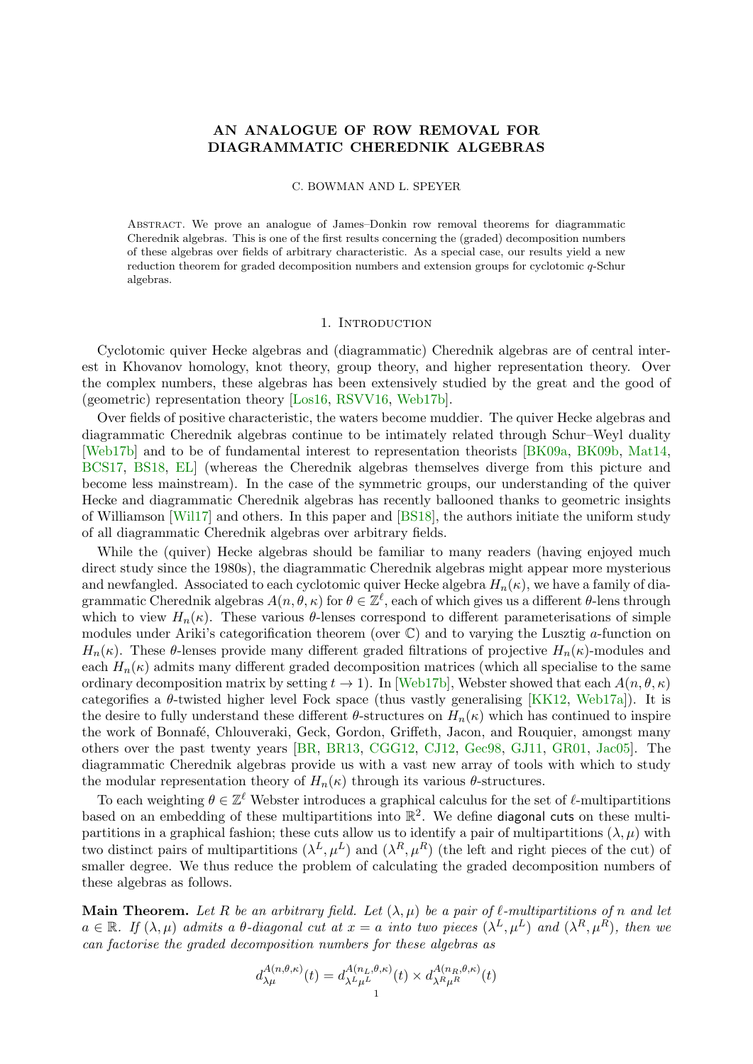# AN ANALOGUE OF ROW REMOVAL FOR DIAGRAMMATIC CHEREDNIK ALGEBRAS

C. BOWMAN AND L. SPEYER

Abstract. We prove an analogue of James–Donkin row removal theorems for diagrammatic Cherednik algebras. This is one of the first results concerning the (graded) decomposition numbers of these algebras over fields of arbitrary characteristic. As a special case, our results yield a new reduction theorem for graded decomposition numbers and extension groups for cyclotomic $q$-Schur algebras.

## 1. Introduction

Cyclotomic quiver Hecke algebras and (diagrammatic) Cherednik algebras are of central interest in Khovanov homology, knot theory, group theory, and higher representation theory. Over the complex numbers, these algebras has been extensively studied by the great and the good of (geometric) representation theory [Los16, RSVV16, Web17b].

Over fields of positive characteristic, the waters become muddier. The quiver Hecke algebras and diagrammatic Cherednik algebras continue to be intimately related through Schur–Weyl duality [Web17b] and to be of fundamental interest to representation theorists [BK09a, BK09b, Mat14, BCS17, BS18, EL] (whereas the Cherednik algebras themselves diverge from this picture and become less mainstream). In the case of the symmetric groups, our understanding of the quiver Hecke and diagrammatic Cherednik algebras has recently ballooned thanks to geometric insights of Williamson [Wil17] and others. In this paper and [BS18], the authors initiate the uniform study of all diagrammatic Cherednik algebras over arbitrary fields.

While the (quiver) Hecke algebras should be familiar to many readers (having enjoyed much direct study since the 1980s), the diagrammatic Cherednik algebras might appear more mysterious and newfangled. Associated to each cyclotomic quiver Hecke algebra $H_n(\kappa)$, we have a family of diagrammatic Cherednik algebras $A(n, \theta, \kappa)$ for $\theta \in \mathbb{Z}^\ell$, each of which gives us a different $\theta$-lens through which to view $H_n(\kappa)$. These various $\theta$-lenses correspond to different parameterisations of simple modules under Ariki's categorification theorem (over $\mathbb{C}$) and to varying the Lusztig $a$-function on $H_n(\kappa)$. These $\theta$-lenses provide many different graded filtrations of projective $H_n(\kappa)$-modules and each $H_n(\kappa)$ admits many different graded decomposition matrices (which all specialise to the same ordinary decomposition matrix by setting $t \to 1$). In [Web17b], Webster showed that each $A(n, \theta, \kappa)$ categorifies a $\theta$-twisted higher level Fock space (thus vastly generalising [KK12, Web17a]). It is the desire to fully understand these different $\theta$-structures on $H_n(\kappa)$ which has continued to inspire the work of Bonnafé, Chlouveraki, Geck, Gordon, Griffeth, Jacon, and Rouquier, amongst many others over the past twenty years [BR, BR13, CGG12, CJ12, Gec98, GJ11, GR01, Jac05]. The diagrammatic Cherednik algebras provide us with a vast new array of tools with which to study the modular representation theory of $H_n(\kappa)$ through its various $\theta$-structures.

To each weighting $\theta \in \mathbb{Z}^\ell$ Webster introduces a graphical calculus for the set of $\ell$-multipartitions based on an embedding of these multipartitions into $\mathbb{R}^2$. We define diagonal cuts on these multipartitions in a graphical fashion; these cuts allow us to identify a pair of multipartitions $(\lambda, \mu)$ with two distinct pairs of multipartitions $(\lambda^L, \mu^L)$ and $(\lambda^R, \mu^R)$ (the left and right pieces of the cut) of smaller degree. We thus reduce the problem of calculating the graded decomposition numbers of these algebras as follows.

**Main Theorem.** *Let $R$ be an arbitrary field. Let $(\lambda, \mu)$ be a pair of $\ell$-multipartitions of $n$ and let $a \in \mathbb{R}$. If $(\lambda, \mu)$ admits a $\theta$-diagonal cut at $x = a$ into two pieces $(\lambda^L, \mu^L)$ and $(\lambda^R, \mu^R)$, then we can factorise the graded decomposition numbers for these algebras as*

$$d_{\lambda\mu}^{A(n,\theta,\kappa)}(t) = d_{\lambda^L\mu^L}^{A(n_L,\theta,\kappa)}(t) \times d_{\lambda^R\mu^R}^{A(n_R,\theta,\kappa)}(t)$$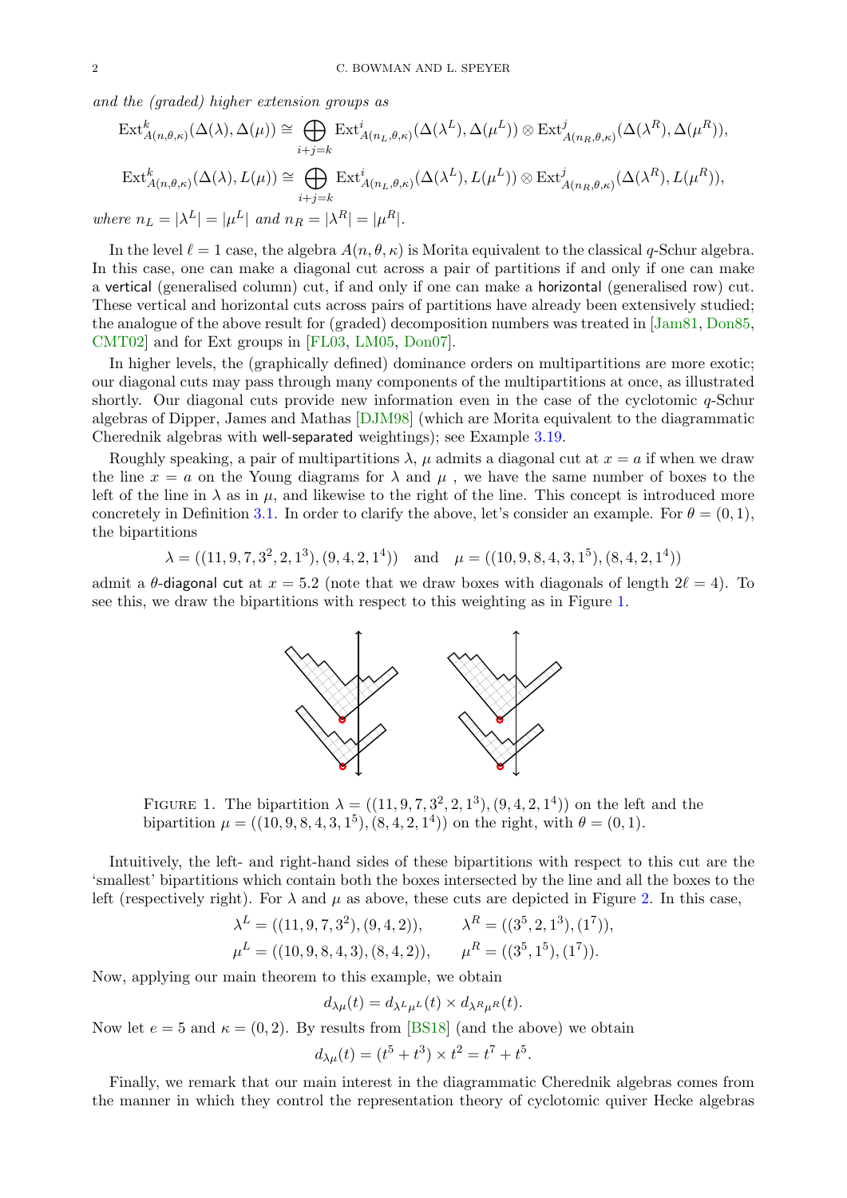*and the (graded) higher extension groups as*

$$\mathrm{Ext}^k_{A(n,\theta,\kappa)}(\Delta(\lambda),\Delta(\mu)) \cong \bigoplus_{i+j=k} \mathrm{Ext}^i_{A(n_L,\theta,\kappa)}(\Delta(\lambda^L),\Delta(\mu^L)) \otimes \mathrm{Ext}^j_{A(n_R,\theta,\kappa)}(\Delta(\lambda^R),\Delta(\mu^R)),$$

$$\mathrm{Ext}^k_{A(n,\theta,\kappa)}(\Delta(\lambda),L(\mu)) \cong \bigoplus_{i+j=k} \mathrm{Ext}^i_{A(n_L,\theta,\kappa)}(\Delta(\lambda^L),L(\mu^L)) \otimes \mathrm{Ext}^j_{A(n_R,\theta,\kappa)}(\Delta(\lambda^R),L(\mu^R)),$$

*where* $n_L = |\lambda^L| = |\mu^L|$ *and* $n_R = |\lambda^R| = |\mu^R|$.

In the level $\ell = 1$ case, the algebra $A(n,\theta,\kappa)$ is Morita equivalent to the classical $q$-Schur algebra. In this case, one can make a diagonal cut across a pair of partitions if and only if one can make a vertical (generalised column) cut, if and only if one can make a horizontal (generalised row) cut. These vertical and horizontal cuts across pairs of partitions have already been extensively studied; the analogue of the above result for (graded) decomposition numbers was treated in [Jam81, Don85, CMT02] and for Ext groups in [FL03, LM05, Don07].

In higher levels, the (graphically defined) dominance orders on multipartitions are more exotic; our diagonal cuts may pass through many components of the multipartitions at once, as illustrated shortly. Our diagonal cuts provide new information even in the case of the cyclotomic $q$-Schur algebras of Dipper, James and Mathas [DJM98] (which are Morita equivalent to the diagrammatic Cherednik algebras with well-separated weightings); see Example 3.19.

Roughly speaking, a pair of multipartitions $\lambda$, $\mu$ admits a diagonal cut at $x = a$ if when we draw the line $x = a$ on the Young diagrams for $\lambda$ and $\mu$ , we have the same number of boxes to the left of the line in $\lambda$ as in $\mu$, and likewise to the right of the line. This concept is introduced more concretely in Definition 3.1. In order to clarify the above, let's consider an example. For $\theta = (0, 1)$, the bipartitions

$$\lambda = ((11, 9, 7, 3^2, 2, 1^3), (9, 4, 2, 1^4)) \quad \text{and} \quad \mu = ((10, 9, 8, 4, 3, 1^5), (8, 4, 2, 1^4))$$

admit a $\theta$-diagonal cut at $x = 5.2$ (note that we draw boxes with diagonals of length $2\ell = 4$). To see this, we draw the bipartitions with respect to this weighting as in Figure 1.

FIGURE 1. The bipartition $\lambda = ((11, 9, 7, 3^2, 2, 1^3), (9, 4, 2, 1^4))$ on the left and the bipartition $\mu = ((10, 9, 8, 4, 3, 1^5), (8, 4, 2, 1^4))$ on the right, with $\theta = (0, 1)$.

Intuitively, the left- and right-hand sides of these bipartitions with respect to this cut are the 'smallest' bipartitions which contain both the boxes intersected by the line and all the boxes to the left (respectively right). For $\lambda$ and $\mu$ as above, these cuts are depicted in Figure 2. In this case,

$$\lambda^L = ((11, 9, 7, 3^2), (9, 4, 2)), \qquad \lambda^R = ((3^5, 2, 1^3), (1^7)),$$
$$\mu^L = ((10, 9, 8, 4, 3), (8, 4, 2)), \qquad \mu^R = ((3^5, 1^5), (1^7)).$$

Now, applying our main theorem to this example, we obtain

$$d_{\lambda\mu}(t) = d_{\lambda^L\mu^L}(t) \times d_{\lambda^R\mu^R}(t).$$

Now let $e = 5$ and $\kappa = (0, 2)$. By results from [BS18] (and the above) we obtain

$$d_{\lambda\mu}(t) = (t^5 + t^3) \times t^2 = t^7 + t^5.$$

Finally, we remark that our main interest in the diagrammatic Cherednik algebras comes from the manner in which they control the representation theory of cyclotomic quiver Hecke algebras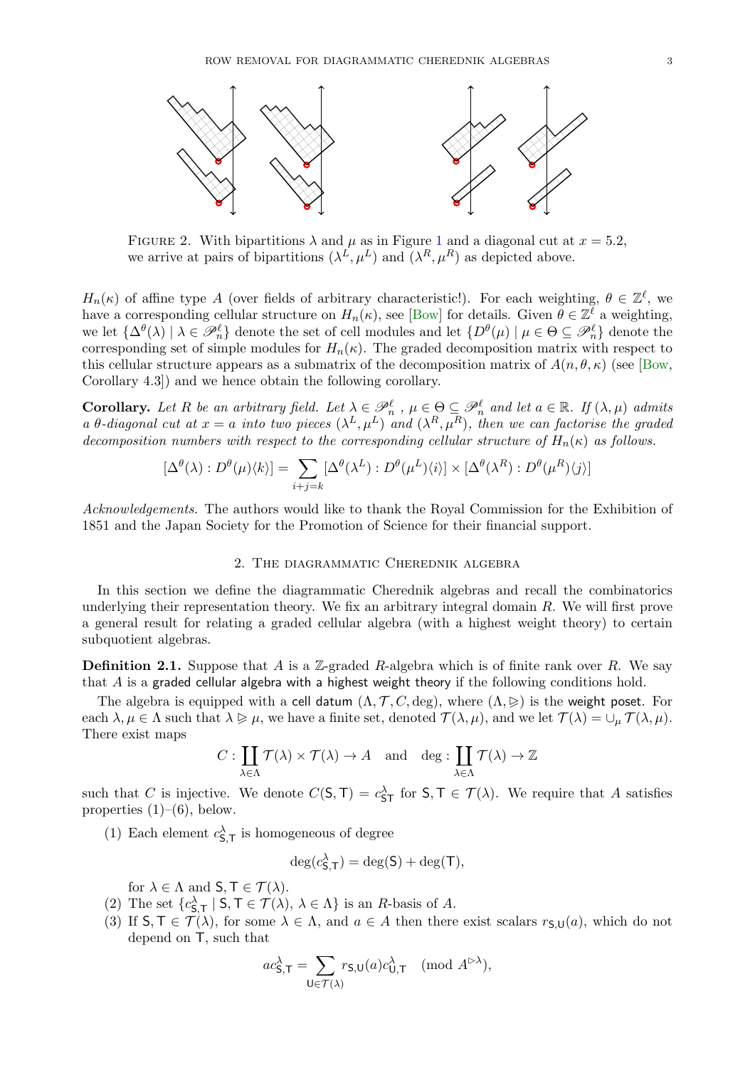FIGURE 2. With bipartitions $\lambda$ and $\mu$ as in Figure 1 and a diagonal cut at $x = 5.2$, we arrive at pairs of bipartitions $(\lambda^L, \mu^L)$ and $(\lambda^R, \mu^R)$ as depicted above.

$H_n(\kappa)$ of affine type $A$ (over fields of arbitrary characteristic!). For each weighting, $\theta \in \mathbb{Z}^\ell$, we have a corresponding cellular structure on $H_n(\kappa)$, see [Bow] for details. Given $\theta \in \mathbb{Z}^\ell$ a weighting, we let $\{\Delta^\theta(\lambda) \mid \lambda \in \mathscr{P}_n^\ell\}$ denote the set of cell modules and let $\{D^\theta(\mu) \mid \mu \in \Theta \subseteq \mathscr{P}_n^\ell\}$ denote the corresponding set of simple modules for $H_n(\kappa)$. The graded decomposition matrix with respect to this cellular structure appears as a submatrix of the decomposition matrix of $A(n, \theta, \kappa)$ (see [Bow, Corollary 4.3]) and we hence obtain the following corollary.

**Corollary.** *Let $R$ be an arbitrary field. Let $\lambda \in \mathscr{P}_n^\ell$ , $\mu \in \Theta \subseteq \mathscr{P}_n^\ell$ and let $a \in \mathbb{R}$. If $(\lambda, \mu)$ admits a $\theta$-diagonal cut at $x = a$ into two pieces $(\lambda^L, \mu^L)$ and $(\lambda^R, \mu^R)$, then we can factorise the graded decomposition numbers with respect to the corresponding cellular structure of $H_n(\kappa)$ as follows.*

$$[\Delta^\theta(\lambda) : D^\theta(\mu)\langle k\rangle] = \sum_{i+j=k} [\Delta^\theta(\lambda^L) : D^\theta(\mu^L)\langle i\rangle] \times [\Delta^\theta(\lambda^R) : D^\theta(\mu^R)\langle j\rangle]$$

*Acknowledgements.* The authors would like to thank the Royal Commission for the Exhibition of 1851 and the Japan Society for the Promotion of Science for their financial support.

## 2. The diagrammatic Cherednik algebra

In this section we define the diagrammatic Cherednik algebras and recall the combinatorics underlying their representation theory. We fix an arbitrary integral domain $R$. We will first prove a general result for relating a graded cellular algebra (with a highest weight theory) to certain subquotient algebras.

**Definition 2.1.** Suppose that $A$ is a $\mathbb{Z}$-graded $R$-algebra which is of finite rank over $R$. We say that $A$ is a graded cellular algebra with a highest weight theory if the following conditions hold.

The algebra is equipped with a cell datum $(\Lambda, \mathcal{T}, C, \deg)$, where $(\Lambda, \trianglerighteq)$ is the weight poset. For each $\lambda, \mu \in \Lambda$ such that $\lambda \trianglerighteq \mu$, we have a finite set, denoted $\mathcal{T}(\lambda, \mu)$, and we let $\mathcal{T}(\lambda) = \cup_\mu \mathcal{T}(\lambda, \mu)$. There exist maps

$$C : \coprod_{\lambda \in \Lambda} \mathcal{T}(\lambda) \times \mathcal{T}(\lambda) \to A \quad \text{and} \quad \deg : \coprod_{\lambda \in \Lambda} \mathcal{T}(\lambda) \to \mathbb{Z}$$

such that $C$ is injective. We denote $C(\mathsf{S}, \mathsf{T}) = c^\lambda_{\mathsf{ST}}$ for $\mathsf{S}, \mathsf{T} \in \mathcal{T}(\lambda)$. We require that $A$ satisfies properties (1)–(6), below.

(1) Each element $c^\lambda_{\mathsf{S},\mathsf{T}}$ is homogeneous of degree

$$\deg(c^\lambda_{\mathsf{S},\mathsf{T}}) = \deg(\mathsf{S}) + \deg(\mathsf{T}),$$

for $\lambda \in \Lambda$ and $\mathsf{S}, \mathsf{T} \in \mathcal{T}(\lambda)$.

(2) The set $\{c^\lambda_{\mathsf{S},\mathsf{T}} \mid \mathsf{S}, \mathsf{T} \in \mathcal{T}(\lambda), \lambda \in \Lambda\}$ is an $R$-basis of $A$.

(3) If $\mathsf{S}, \mathsf{T} \in \mathcal{T}(\lambda)$, for some $\lambda \in \Lambda$, and $a \in A$ then there exist scalars $r_{\mathsf{S},\mathsf{U}}(a)$, which do not depend on $\mathsf{T}$, such that

$$ac^\lambda_{\mathsf{S},\mathsf{T}} = \sum_{\mathsf{U} \in \mathcal{T}(\lambda)} r_{\mathsf{S},\mathsf{U}}(a) c^\lambda_{\mathsf{U},\mathsf{T}} \pmod{A^{\triangleright\lambda}},$$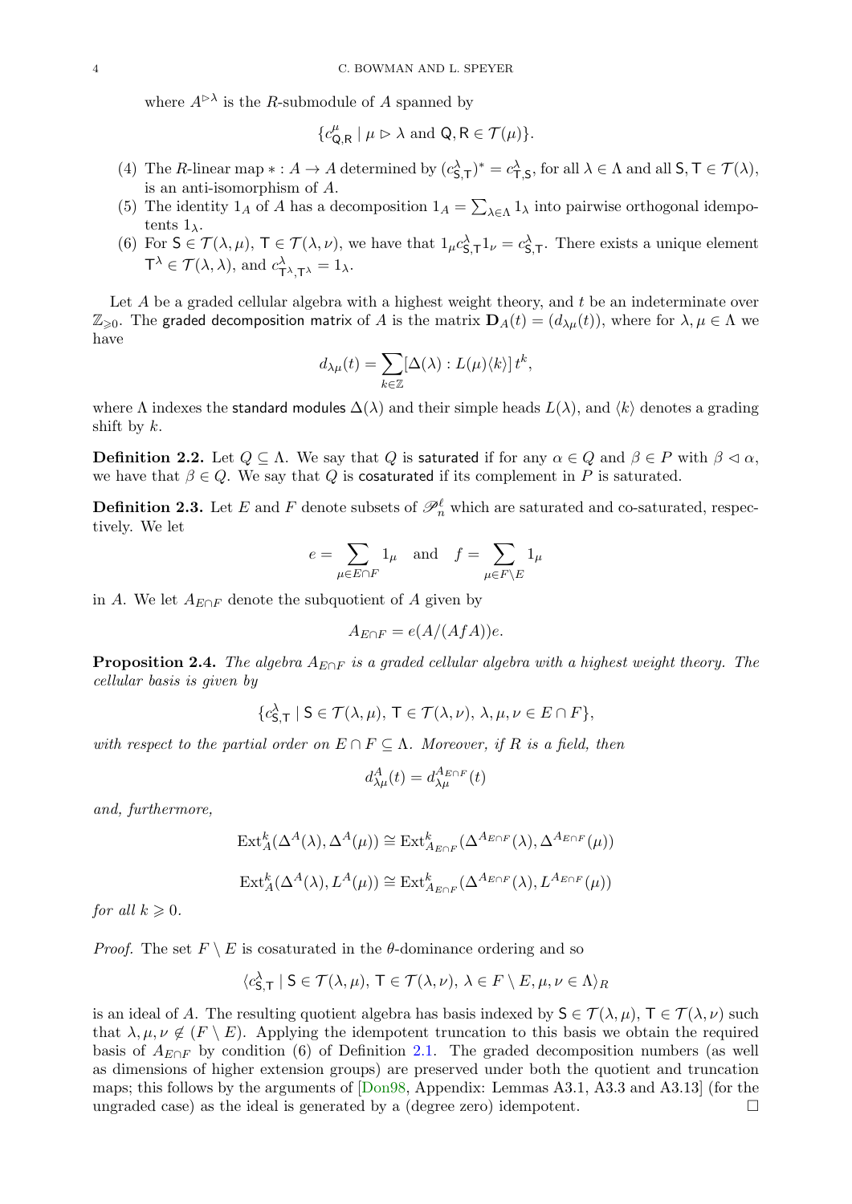where $A^{\rhd\lambda}$ is the $R$-submodule of $A$ spanned by

$$\{c^{\mu}_{\mathsf{Q},\mathsf{R}} \mid \mu \rhd \lambda \text{ and } \mathsf{Q},\mathsf{R} \in \mathcal{T}(\mu)\}.$$

(4) The $R$-linear map $* : A \to A$ determined by $(c^{\lambda}_{\mathsf{S},\mathsf{T}})^* = c^{\lambda}_{\mathsf{T},\mathsf{S}}$, for all $\lambda \in \Lambda$ and all $\mathsf{S},\mathsf{T} \in \mathcal{T}(\lambda)$, is an anti-isomorphism of $A$.

(5) The identity $1_A$ of $A$ has a decomposition $1_A = \sum_{\lambda\in\Lambda} 1_\lambda$ into pairwise orthogonal idempotents $1_\lambda$.

(6) For $\mathsf{S} \in \mathcal{T}(\lambda,\mu)$, $\mathsf{T} \in \mathcal{T}(\lambda,\nu)$, we have that $1_\mu c^{\lambda}_{\mathsf{S},\mathsf{T}} 1_\nu = c^{\lambda}_{\mathsf{S},\mathsf{T}}$. There exists a unique element $\mathsf{T}^\lambda \in \mathcal{T}(\lambda,\lambda)$, and $c^{\lambda}_{\mathsf{T}^\lambda,\mathsf{T}^\lambda} = 1_\lambda$.

Let $A$ be a graded cellular algebra with a highest weight theory, and $t$ be an indeterminate over $\mathbb{Z}_{\geqslant 0}$. The graded decomposition matrix of $A$ is the matrix $\mathbf{D}_A(t) = (d_{\lambda\mu}(t))$, where for $\lambda,\mu \in \Lambda$ we have

$$d_{\lambda\mu}(t) = \sum_{k\in\mathbb{Z}} [\Delta(\lambda) : L(\mu)\langle k\rangle]\, t^k,$$

where $\Lambda$ indexes the standard modules $\Delta(\lambda)$ and their simple heads $L(\lambda)$, and $\langle k\rangle$ denotes a grading shift by $k$.

**Definition 2.2.** Let $Q \subseteq \Lambda$. We say that $Q$ is saturated if for any $\alpha \in Q$ and $\beta \in P$ with $\beta \lhd \alpha$, we have that $\beta \in Q$. We say that $Q$ is cosaturated if its complement in $P$ is saturated.

**Definition 2.3.** Let $E$ and $F$ denote subsets of $\mathscr{P}^\ell_n$ which are saturated and co-saturated, respectively. We let

$$e = \sum_{\mu\in E\cap F} 1_\mu \quad \text{and} \quad f = \sum_{\mu\in F\setminus E} 1_\mu$$

in $A$. We let $A_{E\cap F}$ denote the subquotient of $A$ given by

$$A_{E\cap F} = e(A/(AfA))e.$$

**Proposition 2.4.** *The algebra $A_{E\cap F}$ is a graded cellular algebra with a highest weight theory. The cellular basis is given by*

$$\{c^{\lambda}_{\mathsf{S},\mathsf{T}} \mid \mathsf{S} \in \mathcal{T}(\lambda,\mu),\ \mathsf{T} \in \mathcal{T}(\lambda,\nu),\ \lambda,\mu,\nu \in E\cap F\},$$

*with respect to the partial order on $E\cap F \subseteq \Lambda$. Moreover, if $R$ is a field, then*

$$d^{A}_{\lambda\mu}(t) = d^{A_{E\cap F}}_{\lambda\mu}(t)$$

*and, furthermore,*

$$\mathrm{Ext}^k_A(\Delta^A(\lambda),\Delta^A(\mu)) \cong \mathrm{Ext}^k_{A_{E\cap F}}(\Delta^{A_{E\cap F}}(\lambda),\Delta^{A_{E\cap F}}(\mu))$$

$$\mathrm{Ext}^k_A(\Delta^A(\lambda),L^A(\mu)) \cong \mathrm{Ext}^k_{A_{E\cap F}}(\Delta^{A_{E\cap F}}(\lambda),L^{A_{E\cap F}}(\mu))$$

*for all $k \geqslant 0$.*

*Proof.* The set $F \setminus E$ is cosaturated in the $\theta$-dominance ordering and so

$$\langle c^{\lambda}_{\mathsf{S},\mathsf{T}} \mid \mathsf{S} \in \mathcal{T}(\lambda,\mu),\ \mathsf{T} \in \mathcal{T}(\lambda,\nu),\ \lambda \in F\setminus E, \mu,\nu \in \Lambda\rangle_R$$

is an ideal of $A$. The resulting quotient algebra has basis indexed by $\mathsf{S} \in \mathcal{T}(\lambda,\mu)$, $\mathsf{T} \in \mathcal{T}(\lambda,\nu)$ such that $\lambda,\mu,\nu \notin (F\setminus E)$. Applying the idempotent truncation to this basis we obtain the required basis of $A_{E\cap F}$ by condition (6) of Definition 2.1. The graded decomposition numbers (as well as dimensions of higher extension groups) are preserved under both the quotient and truncation maps; this follows by the arguments of [Don98, Appendix: Lemmas A3.1, A3.3 and A3.13] (for the ungraded case) as the ideal is generated by a (degree zero) idempotent. $\square$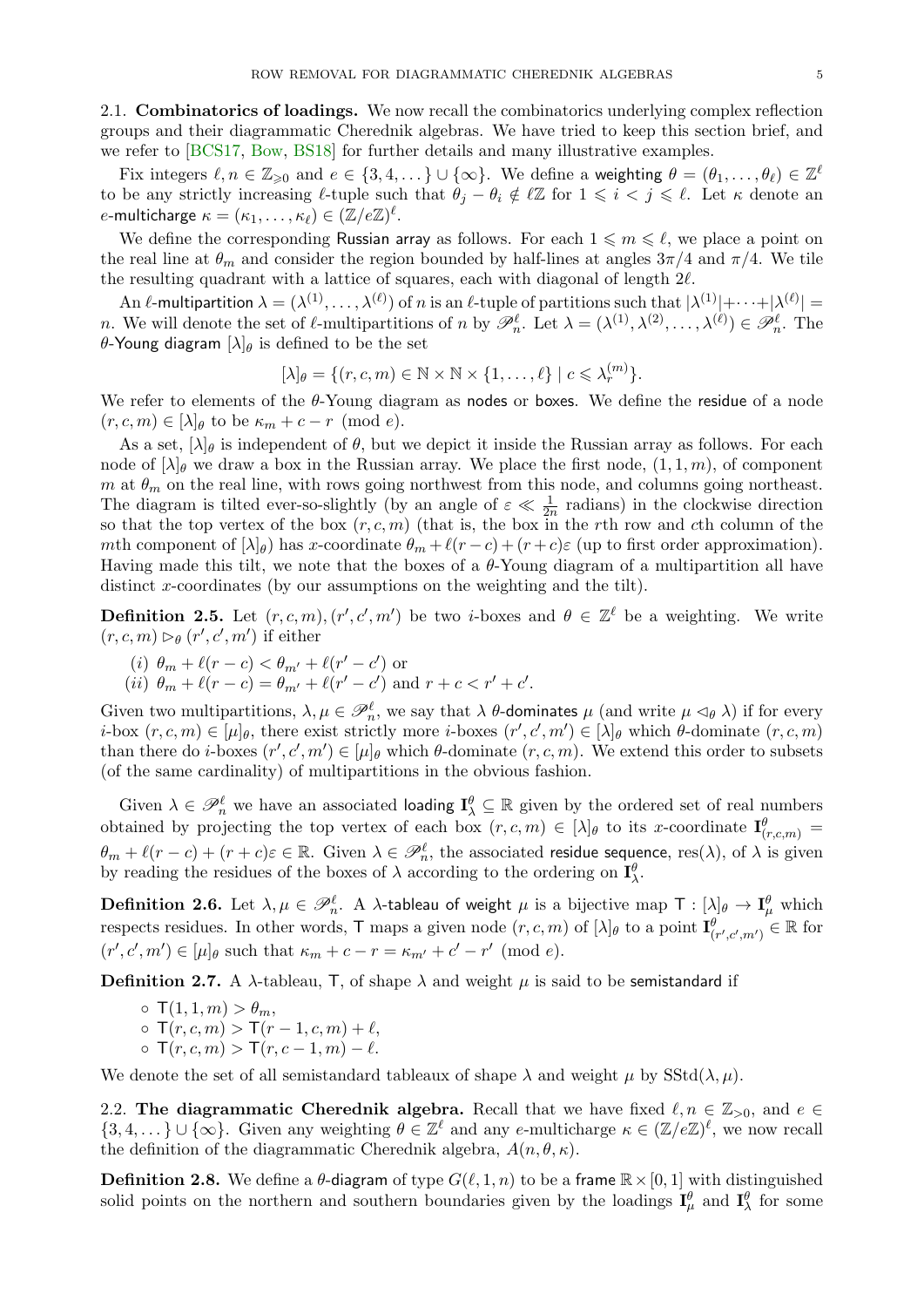2.1. **Combinatorics of loadings.** We now recall the combinatorics underlying complex reflection groups and their diagrammatic Cherednik algebras. We have tried to keep this section brief, and we refer to [BCS17, Bow, BS18] for further details and many illustrative examples.

Fix integers $\ell, n \in \mathbb{Z}_{\geqslant 0}$ and $e \in \{3, 4, \dots\} \cup \{\infty\}$. We define a weighting $\theta = (\theta_1, \dots, \theta_\ell) \in \mathbb{Z}^\ell$ to be any strictly increasing $\ell$-tuple such that $\theta_j - \theta_i \notin \ell\mathbb{Z}$ for $1 \leqslant i < j \leqslant \ell$. Let $\kappa$ denote an $e$-multicharge $\kappa = (\kappa_1, \dots, \kappa_\ell) \in (\mathbb{Z}/e\mathbb{Z})^\ell$.

We define the corresponding Russian array as follows. For each $1 \leqslant m \leqslant \ell$, we place a point on the real line at $\theta_m$ and consider the region bounded by half-lines at angles $3\pi/4$ and $\pi/4$. We tile the resulting quadrant with a lattice of squares, each with diagonal of length $2\ell$.

An $\ell$-multipartition $\lambda = (\lambda^{(1)}, \dots, \lambda^{(\ell)})$ of $n$ is an $\ell$-tuple of partitions such that $|\lambda^{(1)}| + \cdots + |\lambda^{(\ell)}| = n$. We will denote the set of $\ell$-multipartitions of $n$ by $\mathscr{P}_n^\ell$. Let $\lambda = (\lambda^{(1)}, \lambda^{(2)}, \dots, \lambda^{(\ell)}) \in \mathscr{P}_n^\ell$. The $\theta$-Young diagram $[\lambda]_\theta$ is defined to be the set

$$[\lambda]_\theta = \{(r, c, m) \in \mathbb{N} \times \mathbb{N} \times \{1, \dots, \ell\} \mid c \leqslant \lambda_r^{(m)}\}.$$

We refer to elements of the $\theta$-Young diagram as nodes or boxes. We define the residue of a node $(r, c, m) \in [\lambda]_\theta$ to be $\kappa_m + c - r \pmod e$.

As a set, $[\lambda]_\theta$ is independent of $\theta$, but we depict it inside the Russian array as follows. For each node of $[\lambda]_\theta$ we draw a box in the Russian array. We place the first node, $(1, 1, m)$, of component $m$ at $\theta_m$ on the real line, with rows going northwest from this node, and columns going northeast. The diagram is tilted ever-so-slightly (by an angle of $\varepsilon \ll \frac{1}{2n}$ radians) in the clockwise direction so that the top vertex of the box $(r, c, m)$ (that is, the box in the $r$th row and $c$th column of the $m$th component of $[\lambda]_\theta$) has $x$-coordinate $\theta_m + \ell(r - c) + (r + c)\varepsilon$ (up to first order approximation). Having made this tilt, we note that the boxes of a $\theta$-Young diagram of a multipartition all have distinct $x$-coordinates (by our assumptions on the weighting and the tilt).

**Definition 2.5.** Let $(r, c, m), (r', c', m')$ be two $i$-boxes and $\theta \in \mathbb{Z}^\ell$ be a weighting. We write $(r, c, m) \rhd_\theta (r', c', m')$ if either

(*i*) $\theta_m + \ell(r - c) < \theta_{m'} + \ell(r' - c')$ or
(*ii*) $\theta_m + \ell(r - c) = \theta_{m'} + \ell(r' - c')$ and $r + c < r' + c'$.

Given two multipartitions, $\lambda, \mu \in \mathscr{P}_n^\ell$, we say that $\lambda$ $\theta$-dominates $\mu$ (and write $\mu \lhd_\theta \lambda$) if for every $i$-box $(r, c, m) \in [\mu]_\theta$, there exist strictly more $i$-boxes $(r', c', m') \in [\lambda]_\theta$ which $\theta$-dominate $(r, c, m)$ than there do $i$-boxes $(r', c', m') \in [\mu]_\theta$ which $\theta$-dominate $(r, c, m)$. We extend this order to subsets (of the same cardinality) of multipartitions in the obvious fashion.

Given $\lambda \in \mathscr{P}_n^\ell$ we have an associated loading $\mathbf{I}_\lambda^\theta \subseteq \mathbb{R}$ given by the ordered set of real numbers obtained by projecting the top vertex of each box $(r, c, m) \in [\lambda]_\theta$ to its $x$-coordinate $\mathbf{I}_{(r,c,m)}^\theta = \theta_m + \ell(r - c) + (r + c)\varepsilon \in \mathbb{R}$. Given $\lambda \in \mathscr{P}_n^\ell$, the associated residue sequence, $\mathrm{res}(\lambda)$, of $\lambda$ is given by reading the residues of the boxes of $\lambda$ according to the ordering on $\mathbf{I}_\lambda^\theta$.

**Definition 2.6.** Let $\lambda, \mu \in \mathscr{P}_n^\ell$. A $\lambda$-tableau of weight $\mu$ is a bijective map $\mathsf{T} : [\lambda]_\theta \to \mathbf{I}_\mu^\theta$ which respects residues. In other words, $\mathsf{T}$ maps a given node $(r, c, m)$ of $[\lambda]_\theta$ to a point $\mathbf{I}_{(r',c',m')}^\theta \in \mathbb{R}$ for $(r', c', m') \in [\mu]_\theta$ such that $\kappa_m + c - r = \kappa_{m'} + c' - r' \pmod e$.

**Definition 2.7.** A $\lambda$-tableau, $\mathsf{T}$, of shape $\lambda$ and weight $\mu$ is said to be semistandard if

- $\mathsf{T}(1, 1, m) > \theta_m$,
- $\mathsf{T}(r, c, m) > \mathsf{T}(r - 1, c, m) + \ell$,
- $\mathsf{T}(r, c, m) > \mathsf{T}(r, c - 1, m) - \ell$.

We denote the set of all semistandard tableaux of shape $\lambda$ and weight $\mu$ by $\mathrm{SStd}(\lambda, \mu)$.

2.2. **The diagrammatic Cherednik algebra.** Recall that we have fixed $\ell, n \in \mathbb{Z}_{>0}$, and $e \in \{3, 4, \dots\} \cup \{\infty\}$. Given any weighting $\theta \in \mathbb{Z}^\ell$ and any $e$-multicharge $\kappa \in (\mathbb{Z}/e\mathbb{Z})^\ell$, we now recall the definition of the diagrammatic Cherednik algebra, $A(n, \theta, \kappa)$.

**Definition 2.8.** We define a $\theta$-diagram of type $G(\ell, 1, n)$ to be a frame $\mathbb{R} \times [0, 1]$ with distinguished solid points on the northern and southern boundaries given by the loadings $\mathbf{I}_\mu^\theta$ and $\mathbf{I}_\lambda^\theta$ for some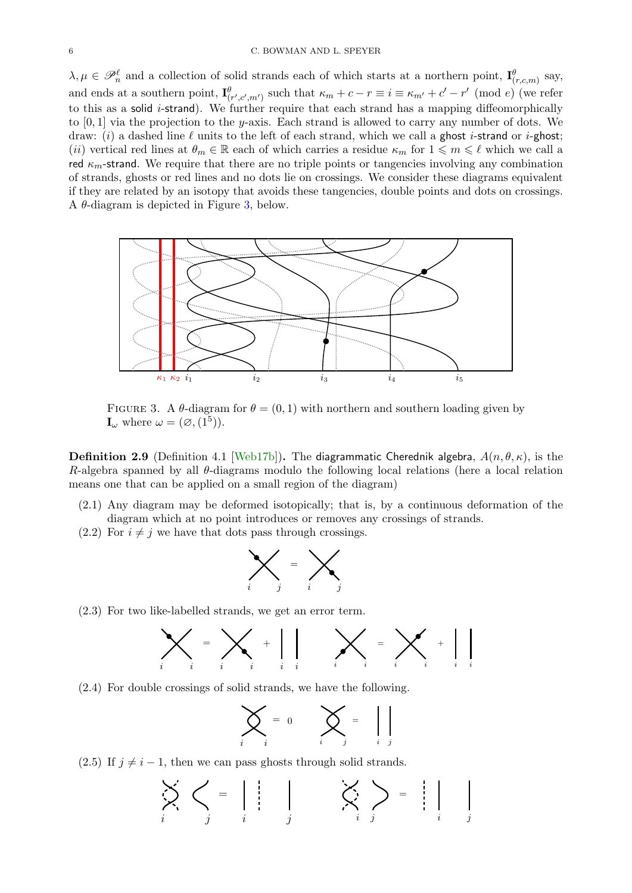$\lambda, \mu \in \mathscr{P}_n^\ell$ and a collection of solid strands each of which starts at a northern point, $\mathbf{I}^\theta_{(r,c,m)}$ say, and ends at a southern point, $\mathbf{I}^\theta_{(r',c',m')}$ such that $\kappa_m + c - r \equiv i \equiv \kappa_{m'} + c' - r' \pmod e$ (we refer to this as a solid $i$-strand). We further require that each strand has a mapping diffeomorphically to $[0,1]$ via the projection to the $y$-axis. Each strand is allowed to carry any number of dots. We draw: $(i)$ a dashed line $\ell$ units to the left of each strand, which we call a ghost $i$-strand or $i$-ghost; $(ii)$ vertical red lines at $\theta_m \in \mathbb{R}$ each of which carries a residue $\kappa_m$ for $1 \leqslant m \leqslant \ell$ which we call a red $\kappa_m$-strand. We require that there are no triple points or tangencies involving any combination of strands, ghosts or red lines and no dots lie on crossings. We consider these diagrams equivalent if they are related by an isotopy that avoids these tangencies, double points and dots on crossings. A $\theta$-diagram is depicted in Figure 3, below.

FIGURE 3. A $\theta$-diagram for $\theta = (0, 1)$ with northern and southern loading given by $\mathbf{I}_\omega$ where $\omega = (\varnothing, (1^5))$.

**Definition 2.9** (Definition 4.1 [Web17b]). The diagrammatic Cherednik algebra, $A(n, \theta, \kappa)$, is the $R$-algebra spanned by all $\theta$-diagrams modulo the following local relations (here a local relation means one that can be applied on a small region of the diagram)

(2.1) Any diagram may be deformed isotopically; that is, by a continuous deformation of the diagram which at no point introduces or removes any crossings of strands.

(2.2) For $i \neq j$ we have that dots pass through crossings.

(2.3) For two like-labelled strands, we get an error term.

(2.4) For double crossings of solid strands, we have the following.

(2.5) If $j \neq i - 1$, then we can pass ghosts through solid strands.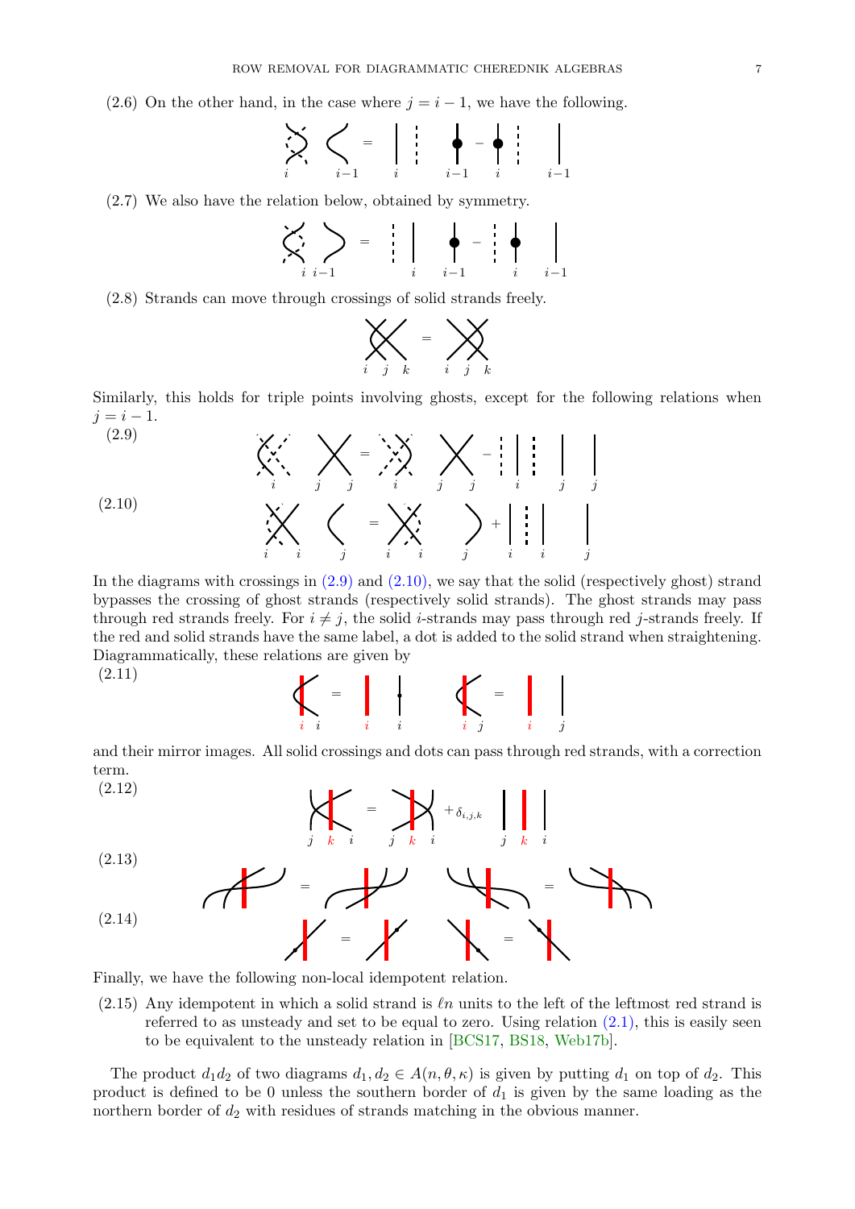(2.6) On the other hand, in the case where $j = i-1$, we have the following.

(2.7) We also have the relation below, obtained by symmetry.

(2.8) Strands can move through crossings of solid strands freely.

Similarly, this holds for triple points involving ghosts, except for the following relations when $j = i-1$.

(2.9)

(2.10)

In the diagrams with crossings in (2.9) and (2.10), we say that the solid (respectively ghost) strand bypasses the crossing of ghost strands (respectively solid strands). The ghost strands may pass through red strands freely. For $i \neq j$, the solid $i$-strands may pass through red $j$-strands freely. If the red and solid strands have the same label, a dot is added to the solid strand when straightening. Diagrammatically, these relations are given by

(2.11)

and their mirror images. All solid crossings and dots can pass through red strands, with a correction term.

(2.12)

(2.13)

(2.14)

Finally, we have the following non-local idempotent relation.

(2.15) Any idempotent in which a solid strand is $\ell n$ units to the left of the leftmost red strand is referred to as unsteady and set to be equal to zero. Using relation (2.1), this is easily seen to be equivalent to the unsteady relation in [BCS17, BS18, Web17b].

The product $d_1 d_2$ of two diagrams $d_1, d_2 \in A(n, \theta, \kappa)$ is given by putting $d_1$ on top of $d_2$. This product is defined to be 0 unless the southern border of $d_1$ is given by the same loading as the northern border of $d_2$ with residues of strands matching in the obvious manner.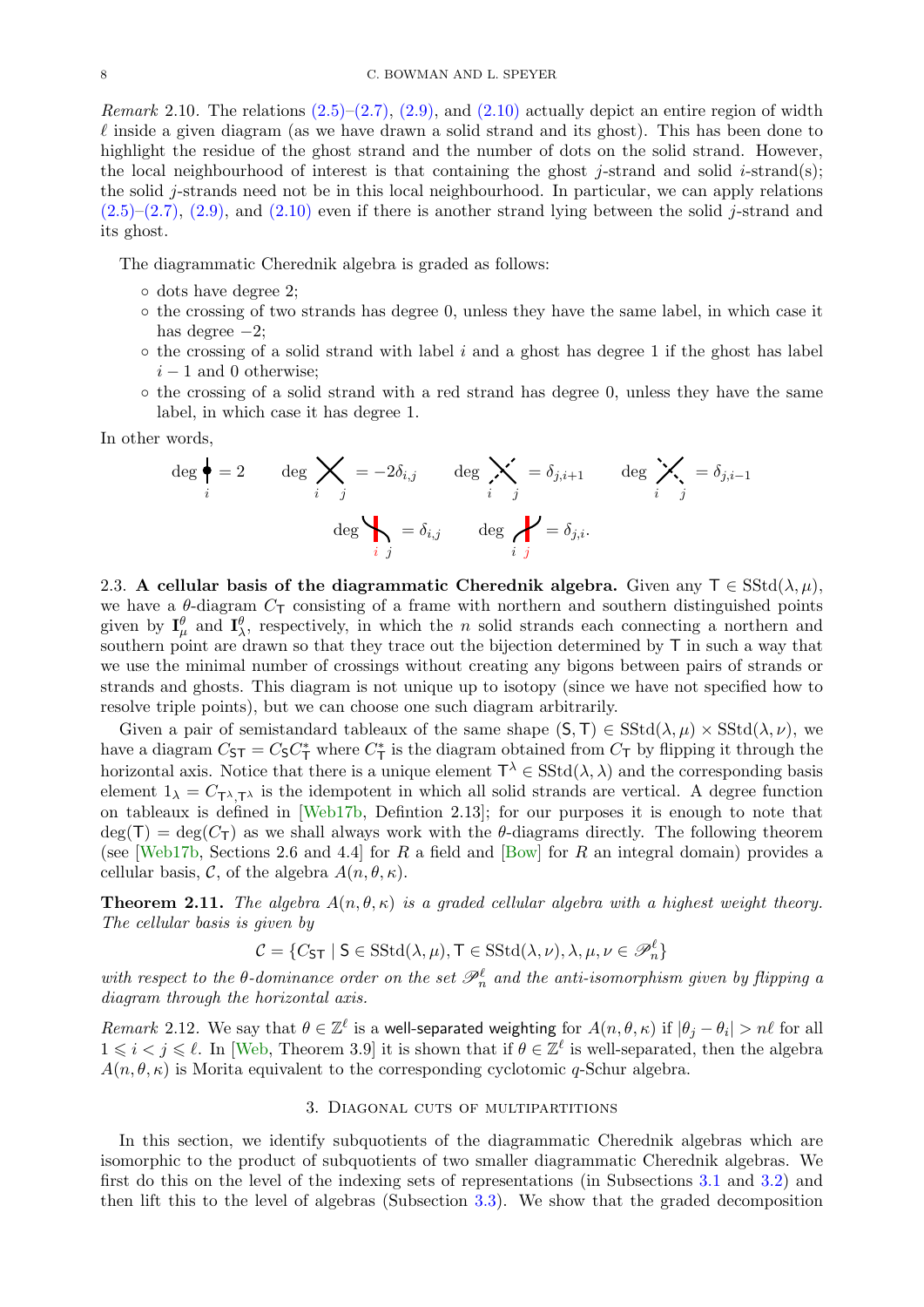*Remark* 2.10. The relations (2.5)–(2.7), (2.9), and (2.10) actually depict an entire region of width $\ell$ inside a given diagram (as we have drawn a solid strand and its ghost). This has been done to highlight the residue of the ghost strand and the number of dots on the solid strand. However, the local neighbourhood of interest is that containing the ghost $j$-strand and solid $i$-strand(s); the solid $j$-strands need not be in this local neighbourhood. In particular, we can apply relations (2.5)–(2.7), (2.9), and (2.10) even if there is another strand lying between the solid $j$-strand and its ghost.

The diagrammatic Cherednik algebra is graded as follows:

- dots have degree 2;
- the crossing of two strands has degree 0, unless they have the same label, in which case it has degree $-2$;
- the crossing of a solid strand with label $i$ and a ghost has degree 1 if the ghost has label $i-1$ and 0 otherwise;
- the crossing of a solid strand with a red strand has degree 0, unless they have the same label, in which case it has degree 1.

In other words,

$$\deg \underset{i}{\bullet} = 2 \qquad \deg \underset{i \quad j}{\times} = -2\delta_{i,j} \qquad \deg \underset{i \quad j}{\times} = \delta_{j,i+1} \qquad \deg \underset{i \quad j}{\times} = \delta_{j,i-1}$$

$$\deg \underset{i \; j}{\diagdown\!\!|} = \delta_{i,j} \qquad \deg \underset{i \; j}{\diagup\!\!|} = \delta_{j,i}.$$

2.3. **A cellular basis of the diagrammatic Cherednik algebra.** Given any $\mathsf{T} \in \mathrm{SStd}(\lambda,\mu)$, we have a $\theta$-diagram $C_\mathsf{T}$ consisting of a frame with northern and southern distinguished points given by $\mathbf{I}^\theta_\mu$ and $\mathbf{I}^\theta_\lambda$, respectively, in which the $n$ solid strands each connecting a northern and southern point are drawn so that they trace out the bijection determined by $\mathsf{T}$ in such a way that we use the minimal number of crossings without creating any bigons between pairs of strands or strands and ghosts. This diagram is not unique up to isotopy (since we have not specified how to resolve triple points), but we can choose one such diagram arbitrarily.

Given a pair of semistandard tableaux of the same shape $(\mathsf{S},\mathsf{T}) \in \mathrm{SStd}(\lambda,\mu) \times \mathrm{SStd}(\lambda,\nu)$, we have a diagram $C_{\mathsf{ST}} = C_\mathsf{S} C^*_\mathsf{T}$ where $C^*_\mathsf{T}$ is the diagram obtained from $C_\mathsf{T}$ by flipping it through the horizontal axis. Notice that there is a unique element $\mathsf{T}^\lambda \in \mathrm{SStd}(\lambda,\lambda)$ and the corresponding basis element $1_\lambda = C_{\mathsf{T}^\lambda,\mathsf{T}^\lambda}$ is the idempotent in which all solid strands are vertical. A degree function on tableaux is defined in [Web17b, Defintion 2.13]; for our purposes it is enough to note that $\deg(\mathsf{T}) = \deg(C_\mathsf{T})$ as we shall always work with the $\theta$-diagrams directly. The following theorem (see [Web17b, Sections 2.6 and 4.4] for $R$ a field and [Bow] for $R$ an integral domain) provides a cellular basis, $\mathcal{C}$, of the algebra $A(n,\theta,\kappa)$.

**Theorem 2.11.** *The algebra $A(n,\theta,\kappa)$ is a graded cellular algebra with a highest weight theory. The cellular basis is given by*

$$\mathcal{C} = \{C_{\mathsf{ST}} \mid \mathsf{S} \in \mathrm{SStd}(\lambda,\mu), \mathsf{T} \in \mathrm{SStd}(\lambda,\nu), \lambda,\mu,\nu \in \mathscr{P}^\ell_n\}$$

*with respect to the $\theta$-dominance order on the set $\mathscr{P}^\ell_n$ and the anti-isomorphism given by flipping a diagram through the horizontal axis.*

*Remark* 2.12. We say that $\theta \in \mathbb{Z}^\ell$ is a well-separated weighting for $A(n,\theta,\kappa)$ if $|\theta_j - \theta_i| > n\ell$ for all $1 \leqslant i < j \leqslant \ell$. In [Web, Theorem 3.9] it is shown that if $\theta \in \mathbb{Z}^\ell$ is well-separated, then the algebra $A(n,\theta,\kappa)$ is Morita equivalent to the corresponding cyclotomic $q$-Schur algebra.

## 3. Diagonal cuts of multipartitions

In this section, we identify subquotients of the diagrammatic Cherednik algebras which are isomorphic to the product of subquotients of two smaller diagrammatic Cherednik algebras. We first do this on the level of the indexing sets of representations (in Subsections 3.1 and 3.2) and then lift this to the level of algebras (Subsection 3.3). We show that the graded decomposition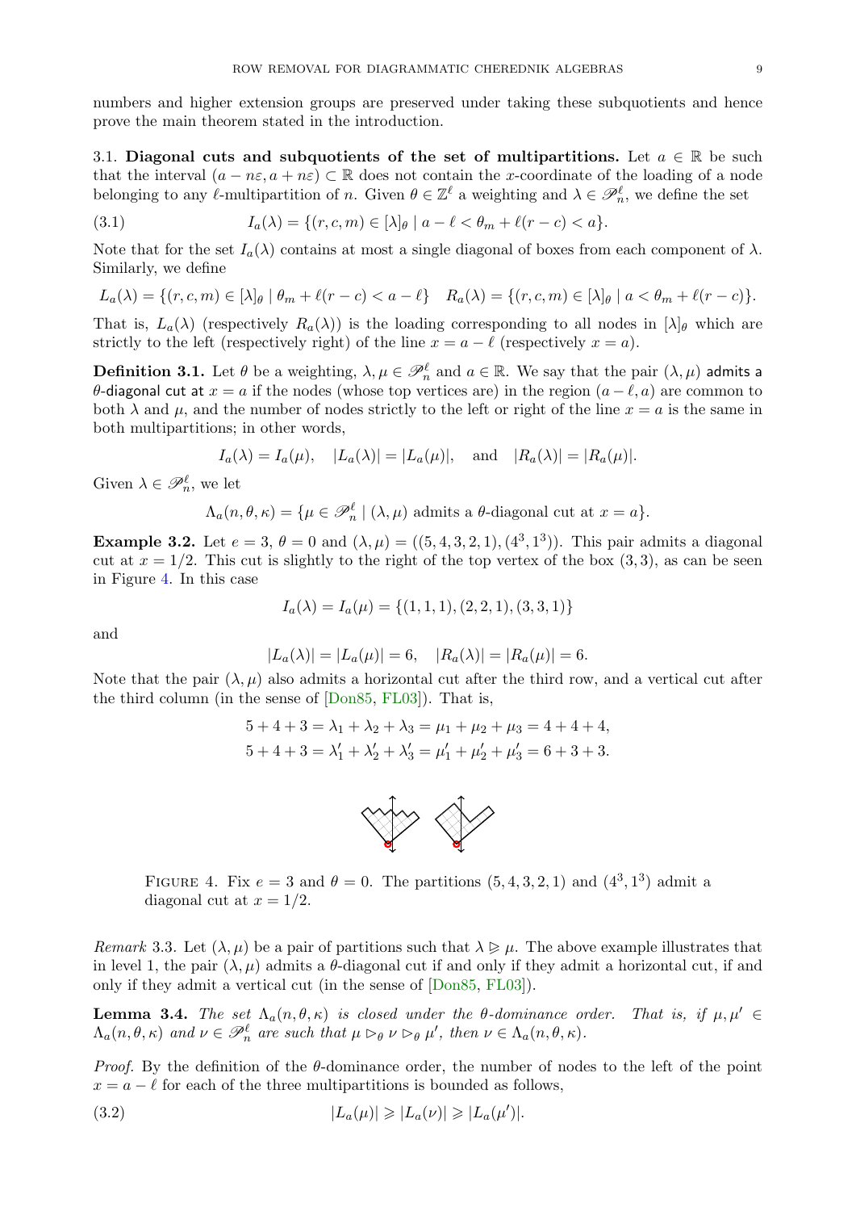numbers and higher extension groups are preserved under taking these subquotients and hence prove the main theorem stated in the introduction.

### 3.1. Diagonal cuts and subquotients of the set of multipartitions.

Let $a \in \mathbb{R}$ be such that the interval $(a - n\varepsilon, a + n\varepsilon) \subset \mathbb{R}$ does not contain the $x$-coordinate of the loading of a node belonging to any $\ell$-multipartition of $n$. Given $\theta \in \mathbb{Z}^\ell$ a weighting and $\lambda \in \mathscr{P}_n^\ell$, we define the set

$$I_a(\lambda) = \{(r, c, m) \in [\lambda]_\theta \mid a - \ell < \theta_m + \ell(r - c) < a\}. \tag{3.1}$$

Note that for the set $I_a(\lambda)$ contains at most a single diagonal of boxes from each component of $\lambda$. Similarly, we define

$$L_a(\lambda) = \{(r, c, m) \in [\lambda]_\theta \mid \theta_m + \ell(r - c) < a - \ell\} \quad R_a(\lambda) = \{(r, c, m) \in [\lambda]_\theta \mid a < \theta_m + \ell(r - c)\}.$$

That is, $L_a(\lambda)$ (respectively $R_a(\lambda)$) is the loading corresponding to all nodes in $[\lambda]_\theta$ which are strictly to the left (respectively right) of the line $x = a - \ell$ (respectively $x = a$).

**Definition 3.1.** Let $\theta$ be a weighting, $\lambda, \mu \in \mathscr{P}_n^\ell$ and $a \in \mathbb{R}$. We say that the pair $(\lambda, \mu)$ admits a $\theta$-diagonal cut at $x = a$ if the nodes (whose top vertices are) in the region $(a - \ell, a)$ are common to both $\lambda$ and $\mu$, and the number of nodes strictly to the left or right of the line $x = a$ is the same in both multipartitions; in other words,

$$I_a(\lambda) = I_a(\mu), \quad |L_a(\lambda)| = |L_a(\mu)|, \quad \text{and} \quad |R_a(\lambda)| = |R_a(\mu)|.$$

Given $\lambda \in \mathscr{P}_n^\ell$, we let

$$\Lambda_a(n, \theta, \kappa) = \{\mu \in \mathscr{P}_n^\ell \mid (\lambda, \mu) \text{ admits a } \theta\text{-diagonal cut at } x = a\}.$$

**Example 3.2.** Let $e = 3$, $\theta = 0$ and $(\lambda, \mu) = ((5, 4, 3, 2, 1), (4^3, 1^3))$. This pair admits a diagonal cut at $x = 1/2$. This cut is slightly to the right of the top vertex of the box $(3, 3)$, as can be seen in Figure 4. In this case

$$I_a(\lambda) = I_a(\mu) = \{(1, 1, 1), (2, 2, 1), (3, 3, 1)\}$$

and

$$|L_a(\lambda)| = |L_a(\mu)| = 6, \quad |R_a(\lambda)| = |R_a(\mu)| = 6.$$

Note that the pair $(\lambda, \mu)$ also admits a horizontal cut after the third row, and a vertical cut after the third column (in the sense of [Don85, FL03]). That is,

$$5 + 4 + 3 = \lambda_1 + \lambda_2 + \lambda_3 = \mu_1 + \mu_2 + \mu_3 = 4 + 4 + 4,$$
$$5 + 4 + 3 = \lambda_1' + \lambda_2' + \lambda_3' = \mu_1' + \mu_2' + \mu_3' = 6 + 3 + 3.$$

FIGURE 4. Fix $e = 3$ and $\theta = 0$. The partitions $(5, 4, 3, 2, 1)$ and $(4^3, 1^3)$ admit a diagonal cut at $x = 1/2$.

*Remark* 3.3. Let $(\lambda, \mu)$ be a pair of partitions such that $\lambda \trianglerighteq \mu$. The above example illustrates that in level 1, the pair $(\lambda, \mu)$ admits a $\theta$-diagonal cut if and only if they admit a horizontal cut, if and only if they admit a vertical cut (in the sense of [Don85, FL03]).

**Lemma 3.4.** *The set $\Lambda_a(n, \theta, \kappa)$ is closed under the $\theta$-dominance order. That is, if $\mu, \mu' \in \Lambda_a(n, \theta, \kappa)$ and $\nu \in \mathscr{P}_n^\ell$ are such that $\mu \triangleright_\theta \nu \triangleright_\theta \mu'$, then $\nu \in \Lambda_a(n, \theta, \kappa)$.*

*Proof.* By the definition of the $\theta$-dominance order, the number of nodes to the left of the point $x = a - \ell$ for each of the three multipartitions is bounded as follows,

$$|L_a(\mu)| \geqslant |L_a(\nu)| \geqslant |L_a(\mu')|. \tag{3.2}$$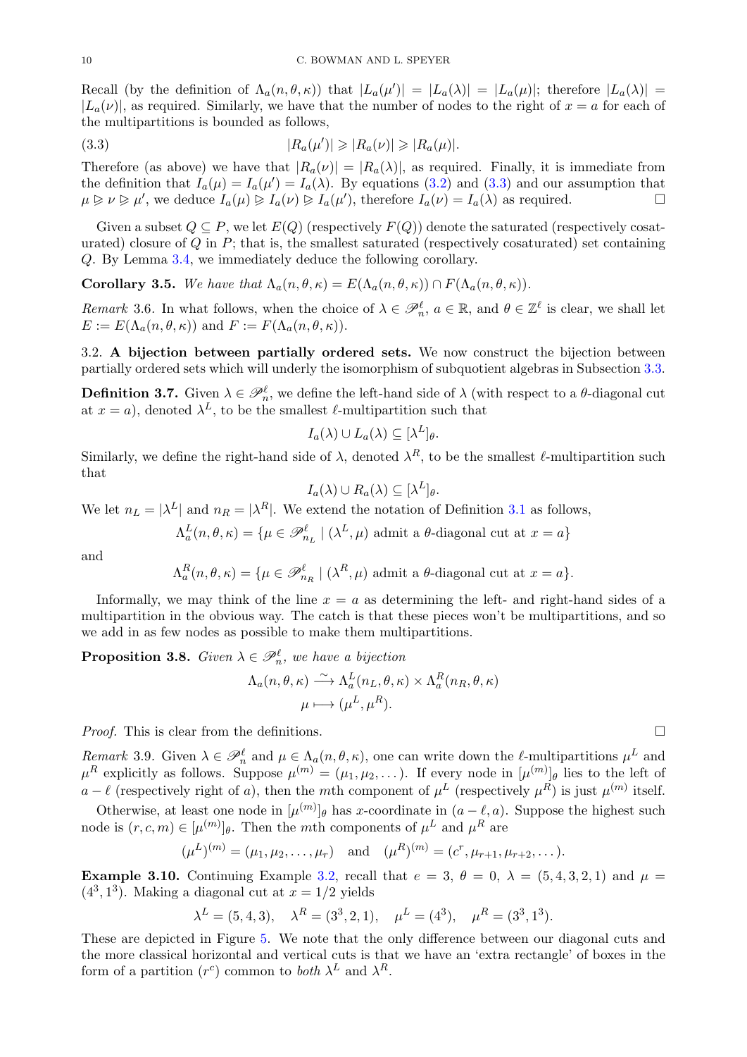Recall (by the definition of $\Lambda_a(n,\theta,\kappa)$) that $|L_a(\mu')| = |L_a(\lambda)| = |L_a(\mu)|$; therefore $|L_a(\lambda)| = |L_a(\nu)|$, as required. Similarly, we have that the number of nodes to the right of $x = a$ for each of the multipartitions is bounded as follows,

$$|R_a(\mu')| \geqslant |R_a(\nu)| \geqslant |R_a(\mu)|. \tag{3.3}$$

Therefore (as above) we have that $|R_a(\nu)| = |R_a(\lambda)|$, as required. Finally, it is immediate from the definition that $I_a(\mu) = I_a(\mu') = I_a(\lambda)$. By equations (3.2) and (3.3) and our assumption that $\mu \trianglerighteq \nu \trianglerighteq \mu'$, we deduce $I_a(\mu) \trianglerighteq I_a(\nu) \trianglerighteq I_a(\mu')$, therefore $I_a(\nu) = I_a(\lambda)$ as required. □

Given a subset $Q \subseteq P$, we let $E(Q)$ (respectively $F(Q)$) denote the saturated (respectively cosaturated) closure of $Q$ in $P$; that is, the smallest saturated (respectively cosaturated) set containing $Q$. By Lemma 3.4, we immediately deduce the following corollary.

**Corollary 3.5.** *We have that $\Lambda_a(n,\theta,\kappa) = E(\Lambda_a(n,\theta,\kappa)) \cap F(\Lambda_a(n,\theta,\kappa))$.*

*Remark* 3.6. In what follows, when the choice of $\lambda \in \mathscr{P}^\ell_n$, $a \in \mathbb{R}$, and $\theta \in \mathbb{Z}^\ell$ is clear, we shall let $E := E(\Lambda_a(n,\theta,\kappa))$ and $F := F(\Lambda_a(n,\theta,\kappa))$.

3.2. **A bijection between partially ordered sets.** We now construct the bijection between partially ordered sets which will underly the isomorphism of subquotient algebras in Subsection 3.3.

**Definition 3.7.** Given $\lambda \in \mathscr{P}^\ell_n$, we define the left-hand side of $\lambda$ (with respect to a $\theta$-diagonal cut at $x = a$), denoted $\lambda^L$, to be the smallest $\ell$-multipartition such that

$$I_a(\lambda) \cup L_a(\lambda) \subseteq [\lambda^L]_\theta.$$

Similarly, we define the right-hand side of $\lambda$, denoted $\lambda^R$, to be the smallest $\ell$-multipartition such that

$$I_a(\lambda) \cup R_a(\lambda) \subseteq [\lambda^L]_\theta.$$

We let $n_L = |\lambda^L|$ and $n_R = |\lambda^R|$. We extend the notation of Definition 3.1 as follows,

$$\Lambda^L_a(n,\theta,\kappa) = \{\mu \in \mathscr{P}^\ell_{n_L} \mid (\lambda^L,\mu) \text{ admit a } \theta\text{-diagonal cut at } x = a\}$$

and

$$\Lambda^R_a(n,\theta,\kappa) = \{\mu \in \mathscr{P}^\ell_{n_R} \mid (\lambda^R,\mu) \text{ admit a } \theta\text{-diagonal cut at } x = a\}.$$

Informally, we may think of the line $x = a$ as determining the left- and right-hand sides of a multipartition in the obvious way. The catch is that these pieces won't be multipartitions, and so we add in as few nodes as possible to make them multipartitions.

**Proposition 3.8.** *Given $\lambda \in \mathscr{P}^\ell_n$, we have a bijection*

$$\Lambda_a(n,\theta,\kappa) \xrightarrow{\sim} \Lambda^L_a(n_L,\theta,\kappa) \times \Lambda^R_a(n_R,\theta,\kappa)$$
$$\mu \longmapsto (\mu^L,\mu^R).$$

*Proof.* This is clear from the definitions. □

*Remark* 3.9. Given $\lambda \in \mathscr{P}^\ell_n$ and $\mu \in \Lambda_a(n,\theta,\kappa)$, one can write down the $\ell$-multipartitions $\mu^L$ and $\mu^R$ explicitly as follows. Suppose $\mu^{(m)} = (\mu_1,\mu_2,\dots)$. If every node in $[\mu^{(m)}]_\theta$ lies to the left of $a - \ell$ (respectively right of $a$), then the $m$th component of $\mu^L$ (respectively $\mu^R$) is just $\mu^{(m)}$ itself.

Otherwise, at least one node in $[\mu^{(m)}]_\theta$ has $x$-coordinate in $(a-\ell, a)$. Suppose the highest such node is $(r,c,m) \in [\mu^{(m)}]_\theta$. Then the $m$th components of $\mu^L$ and $\mu^R$ are

$$(\mu^L)^{(m)} = (\mu_1,\mu_2,\dots,\mu_r) \quad \text{and} \quad (\mu^R)^{(m)} = (c^r,\mu_{r+1},\mu_{r+2},\dots).$$

**Example 3.10.** Continuing Example 3.2, recall that $e = 3$, $\theta = 0$, $\lambda = (5,4,3,2,1)$ and $\mu = (4^3,1^3)$. Making a diagonal cut at $x = 1/2$ yields

$$\lambda^L = (5,4,3), \quad \lambda^R = (3^3,2,1), \quad \mu^L = (4^3), \quad \mu^R = (3^3,1^3).$$

These are depicted in Figure 5. We note that the only difference between our diagonal cuts and the more classical horizontal and vertical cuts is that we have an 'extra rectangle' of boxes in the form of a partition $(r^c)$ common to *both* $\lambda^L$ and $\lambda^R$.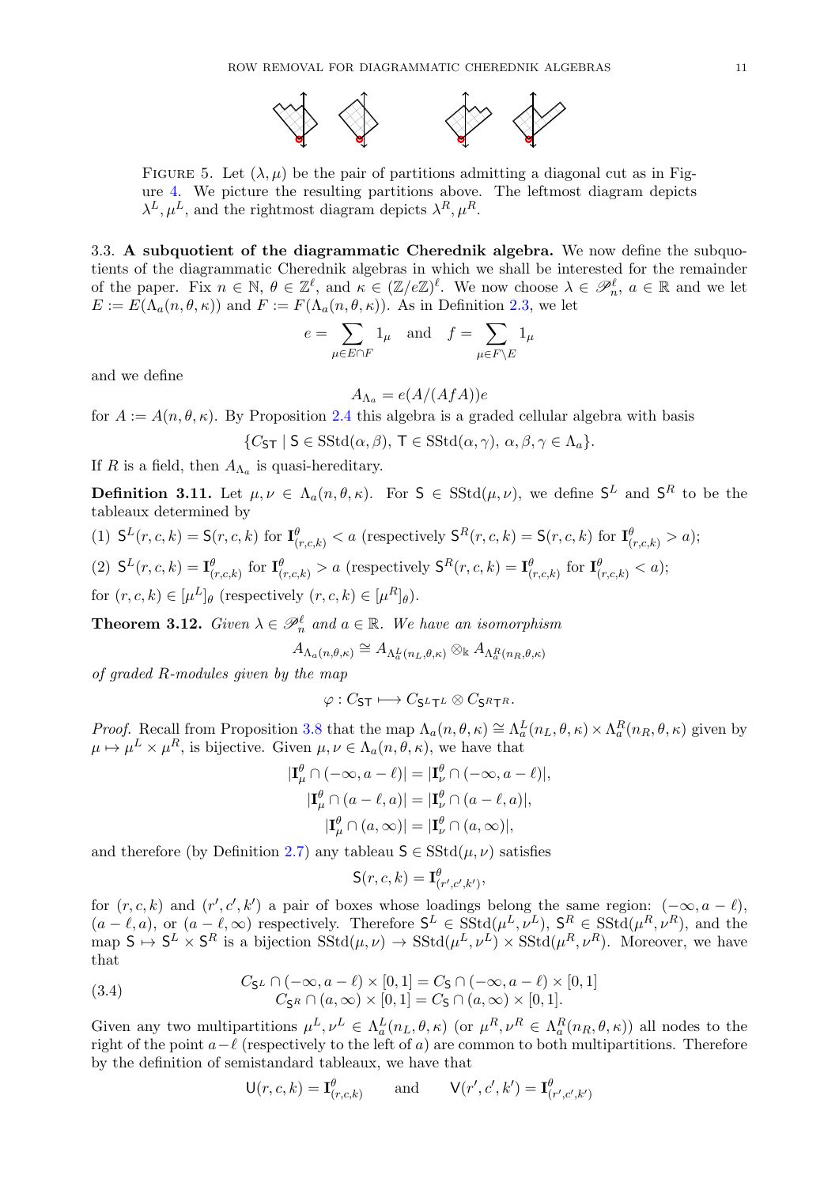FIGURE 5. Let $(\lambda, \mu)$ be the pair of partitions admitting a diagonal cut as in Figure 4. We picture the resulting partitions above. The leftmost diagram depicts $\lambda^L, \mu^L$, and the rightmost diagram depicts $\lambda^R, \mu^R$.

### 3.3. A subquotient of the diagrammatic Cherednik algebra.

We now define the subquotients of the diagrammatic Cherednik algebras in which we shall be interested for the remainder of the paper. Fix $n \in \mathbb{N}$, $\theta \in \mathbb{Z}^\ell$, and $\kappa \in (\mathbb{Z}/e\mathbb{Z})^\ell$. We now choose $\lambda \in \mathscr{P}_n^\ell$, $a \in \mathbb{R}$ and we let $E := E(\Lambda_a(n, \theta, \kappa))$ and $F := F(\Lambda_a(n, \theta, \kappa))$. As in Definition 2.3, we let

$$e = \sum_{\mu \in E \cap F} 1_\mu \quad \text{and} \quad f = \sum_{\mu \in F \setminus E} 1_\mu$$

and we define

$$A_{\Lambda_a} = e(A/(AfA))e$$

for $A := A(n, \theta, \kappa)$. By Proposition 2.4 this algebra is a graded cellular algebra with basis

$$\{C_{\mathsf{ST}} \mid \mathsf{S} \in \mathrm{SStd}(\alpha, \beta),\ \mathsf{T} \in \mathrm{SStd}(\alpha, \gamma),\ \alpha, \beta, \gamma \in \Lambda_a\}.$$

If $R$ is a field, then $A_{\Lambda_a}$ is quasi-hereditary.

**Definition 3.11.** Let $\mu, \nu \in \Lambda_a(n, \theta, \kappa)$. For $\mathsf{S} \in \mathrm{SStd}(\mu, \nu)$, we define $\mathsf{S}^L$ and $\mathsf{S}^R$ to be the tableaux determined by

(1) $\mathsf{S}^L(r, c, k) = \mathsf{S}(r, c, k)$ for $\mathbf{I}^\theta_{(r,c,k)} < a$ (respectively $\mathsf{S}^R(r, c, k) = \mathsf{S}(r, c, k)$ for $\mathbf{I}^\theta_{(r,c,k)} > a$);

(2) $\mathsf{S}^L(r, c, k) = \mathbf{I}^\theta_{(r,c,k)}$ for $\mathbf{I}^\theta_{(r,c,k)} > a$ (respectively $\mathsf{S}^R(r, c, k) = \mathbf{I}^\theta_{(r,c,k)}$ for $\mathbf{I}^\theta_{(r,c,k)} < a$);

for $(r, c, k) \in [\mu^L]_\theta$ (respectively $(r, c, k) \in [\mu^R]_\theta$).

**Theorem 3.12.** *Given $\lambda \in \mathscr{P}_n^\ell$ and $a \in \mathbb{R}$. We have an isomorphism*

$$A_{\Lambda_a(n,\theta,\kappa)} \cong A_{\Lambda_a^L(n_L,\theta,\kappa)} \otimes_{\Bbbk} A_{\Lambda_a^R(n_R,\theta,\kappa)}$$

*of graded $R$-modules given by the map*

$$\varphi : C_{\mathsf{ST}} \longmapsto C_{\mathsf{S}^L\mathsf{T}^L} \otimes C_{\mathsf{S}^R\mathsf{T}^R}.$$

*Proof.* Recall from Proposition 3.8 that the map $\Lambda_a(n, \theta, \kappa) \cong \Lambda_a^L(n_L, \theta, \kappa) \times \Lambda_a^R(n_R, \theta, \kappa)$ given by $\mu \mapsto \mu^L \times \mu^R$, is bijective. Given $\mu, \nu \in \Lambda_a(n, \theta, \kappa)$, we have that

$$|\mathbf{I}^\theta_\mu \cap (-\infty, a - \ell)| = |\mathbf{I}^\theta_\nu \cap (-\infty, a - \ell)|,$$
$$|\mathbf{I}^\theta_\mu \cap (a - \ell, a)| = |\mathbf{I}^\theta_\nu \cap (a - \ell, a)|,$$
$$|\mathbf{I}^\theta_\mu \cap (a, \infty)| = |\mathbf{I}^\theta_\nu \cap (a, \infty)|,$$

and therefore (by Definition 2.7) any tableau $\mathsf{S} \in \mathrm{SStd}(\mu, \nu)$ satisfies

$$\mathsf{S}(r, c, k) = \mathbf{I}^\theta_{(r',c',k')},$$

for $(r, c, k)$ and $(r', c', k')$ a pair of boxes whose loadings belong the same region: $(-\infty, a - \ell)$, $(a - \ell, a)$, or $(a - \ell, \infty)$ respectively. Therefore $\mathsf{S}^L \in \mathrm{SStd}(\mu^L, \nu^L)$, $\mathsf{S}^R \in \mathrm{SStd}(\mu^R, \nu^R)$, and the map $\mathsf{S} \mapsto \mathsf{S}^L \times \mathsf{S}^R$ is a bijection $\mathrm{SStd}(\mu, \nu) \to \mathrm{SStd}(\mu^L, \nu^L) \times \mathrm{SStd}(\mu^R, \nu^R)$. Moreover, we have that

$$\begin{aligned} C_{\mathsf{S}^L} \cap (-\infty, a - \ell) \times [0, 1] &= C_{\mathsf{S}} \cap (-\infty, a - \ell) \times [0, 1] \\ C_{\mathsf{S}^R} \cap (a, \infty) \times [0, 1] &= C_{\mathsf{S}} \cap (a, \infty) \times [0, 1]. \end{aligned} \tag{3.4}$$

Given any two multipartitions $\mu^L, \nu^L \in \Lambda_a^L(n_L, \theta, \kappa)$ (or $\mu^R, \nu^R \in \Lambda_a^R(n_R, \theta, \kappa)$) all nodes to the right of the point $a - \ell$ (respectively to the left of $a$) are common to both multipartitions. Therefore by the definition of semistandard tableaux, we have that

$$\mathsf{U}(r, c, k) = \mathbf{I}^\theta_{(r,c,k)} \qquad \text{and} \qquad \mathsf{V}(r', c', k') = \mathbf{I}^\theta_{(r',c',k')}$$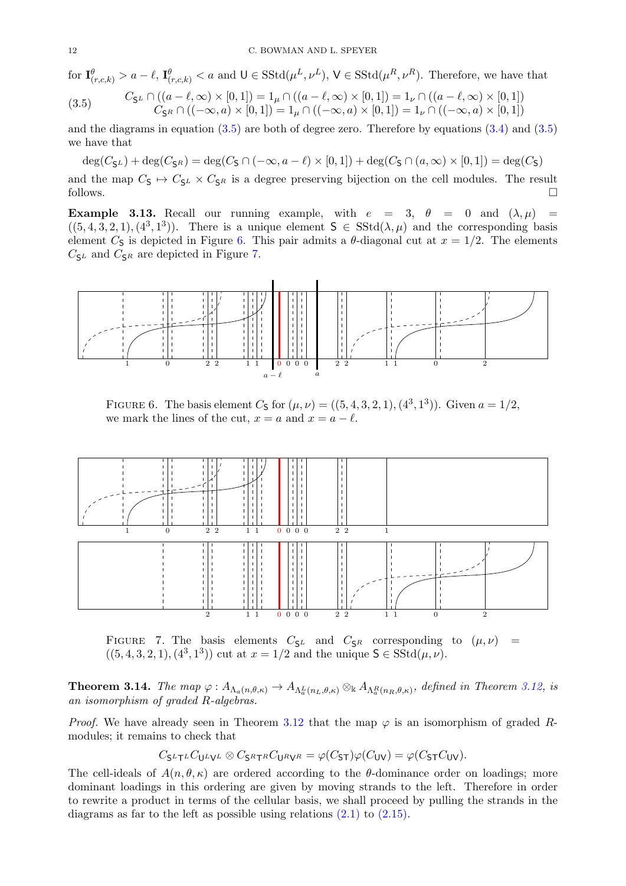for $\mathbf{I}^\theta_{(r,c,k)} > a-\ell$, $\mathbf{I}^\theta_{(r,c,k)} < a$ and $\mathsf{U} \in \mathrm{SStd}(\mu^L,\nu^L)$, $\mathsf{V} \in \mathrm{SStd}(\mu^R,\nu^R)$. Therefore, we have that

$$
\begin{aligned}
C_{\mathsf{S}^L} \cap ((a-\ell,\infty)\times[0,1]) &= 1_\mu \cap ((a-\ell,\infty)\times[0,1]) = 1_\nu \cap ((a-\ell,\infty)\times[0,1]) \\
C_{\mathsf{S}^R} \cap ((-\infty,a)\times[0,1]) &= 1_\mu \cap ((-\infty,a)\times[0,1]) = 1_\nu \cap ((-\infty,a)\times[0,1])
\end{aligned}
\tag{3.5}
$$

and the diagrams in equation (3.5) are both of degree zero. Therefore by equations (3.4) and (3.5) we have that

$$
\deg(C_{\mathsf{S}^L}) + \deg(C_{\mathsf{S}^R}) = \deg(C_{\mathsf{S}} \cap (-\infty,a-\ell)\times[0,1]) + \deg(C_{\mathsf{S}} \cap (a,\infty)\times[0,1]) = \deg(C_{\mathsf{S}})
$$

and the map $C_{\mathsf{S}} \mapsto C_{\mathsf{S}^L} \times C_{\mathsf{S}^R}$ is a degree preserving bijection on the cell modules. The result follows. □

**Example 3.13.** Recall our running example, with $e = 3$, $\theta = 0$ and $(\lambda,\mu) = ((5,4,3,2,1),(4^3,1^3))$. There is a unique element $\mathsf{S} \in \mathrm{SStd}(\lambda,\mu)$ and the corresponding basis element $C_{\mathsf{S}}$ is depicted in Figure 6. This pair admits a $\theta$-diagonal cut at $x = 1/2$. The elements $C_{\mathsf{S}^L}$ and $C_{\mathsf{S}^R}$ are depicted in Figure 7.

FIGURE 6. The basis element $C_{\mathsf{S}}$ for $(\mu,\nu) = ((5,4,3,2,1),(4^3,1^3))$. Given $a = 1/2$, we mark the lines of the cut, $x = a$ and $x = a-\ell$.

FIGURE 7. The basis elements $C_{\mathsf{S}^L}$ and $C_{\mathsf{S}^R}$ corresponding to $(\mu,\nu) = ((5,4,3,2,1),(4^3,1^3))$ cut at $x = 1/2$ and the unique $\mathsf{S} \in \mathrm{SStd}(\mu,\nu)$.

**Theorem 3.14.** *The map $\varphi : A_{\Lambda_a(n,\theta,\kappa)} \to A_{\Lambda_a^L(n_L,\theta,\kappa)} \otimes_{\Bbbk} A_{\Lambda_a^R(n_R,\theta,\kappa)}$, defined in Theorem 3.12, is an isomorphism of graded R-algebras.*

*Proof.* We have already seen in Theorem 3.12 that the map $\varphi$ is an isomorphism of graded $R$-modules; it remains to check that

$$
C_{\mathsf{S}^L\mathsf{T}^L}C_{\mathsf{U}^L\mathsf{V}^L} \otimes C_{\mathsf{S}^R\mathsf{T}^R}C_{\mathsf{U}^R\mathsf{V}^R} = \varphi(C_{\mathsf{ST}})\varphi(C_{\mathsf{UV}}) = \varphi(C_{\mathsf{ST}}C_{\mathsf{UV}}).
$$

The cell-ideals of $A(n,\theta,\kappa)$ are ordered according to the $\theta$-dominance order on loadings; more dominant loadings in this ordering are given by moving strands to the left. Therefore in order to rewrite a product in terms of the cellular basis, we shall proceed by pulling the strands in the diagrams as far to the left as possible using relations (2.1) to (2.15).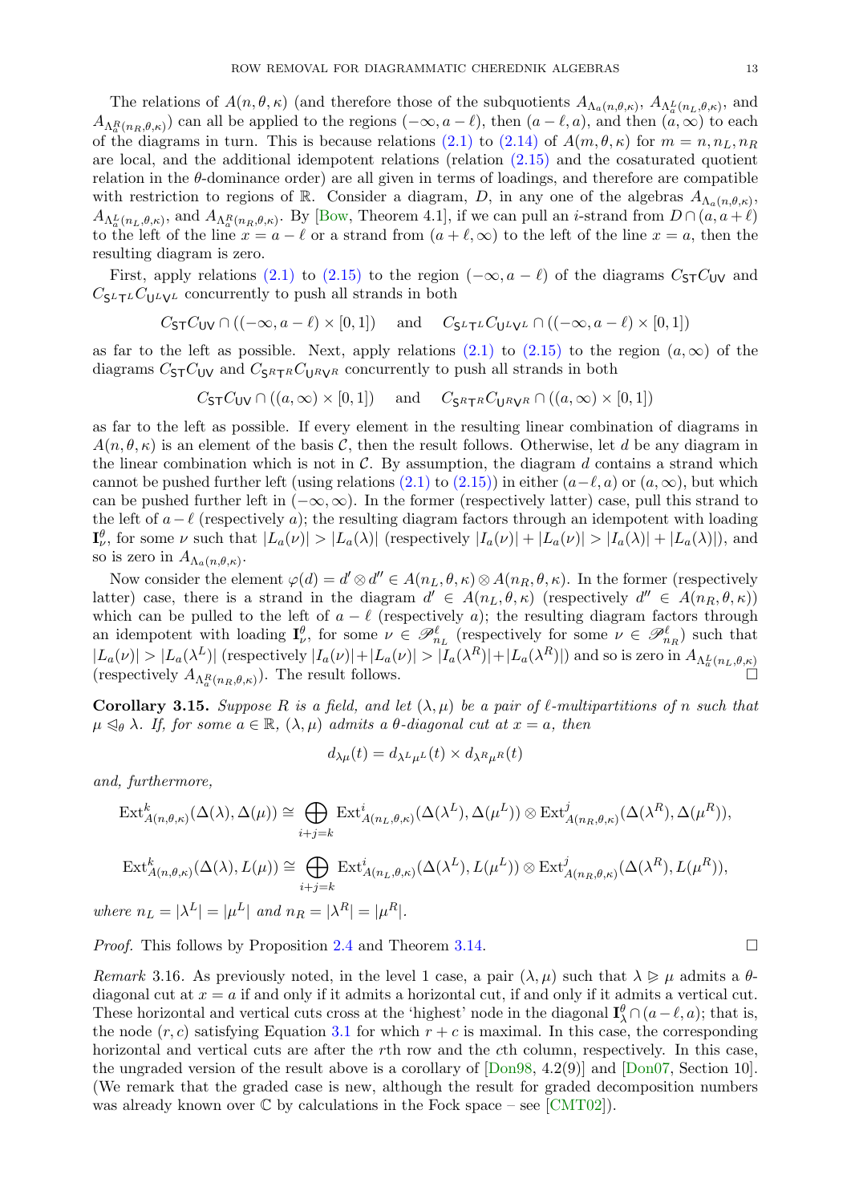The relations of $A(n, \theta, \kappa)$ (and therefore those of the subquotients $A_{\Lambda_a(n,\theta,\kappa)}$, $A_{\Lambda_a^L(n_L,\theta,\kappa)}$, and $A_{\Lambda_a^R(n_R,\theta,\kappa)}$) can all be applied to the regions $(-\infty, a-\ell)$, then $(a-\ell, a)$, and then $(a, \infty)$ to each of the diagrams in turn. This is because relations (2.1) to (2.14) of $A(m, \theta, \kappa)$ for $m = n, n_L, n_R$ are local, and the additional idempotent relations (relation (2.15) and the cosaturated quotient relation in the $\theta$-dominance order) are all given in terms of loadings, and therefore are compatible with restriction to regions of $\mathbb{R}$. Consider a diagram, $D$, in any one of the algebras $A_{\Lambda_a(n,\theta,\kappa)}$, $A_{\Lambda_a^L(n_L,\theta,\kappa)}$, and $A_{\Lambda_a^R(n_R,\theta,\kappa)}$. By [Bow, Theorem 4.1], if we can pull an $i$-strand from $D \cap (a, a+\ell)$ to the left of the line $x = a-\ell$ or a strand from $(a+\ell, \infty)$ to the left of the line $x = a$, then the resulting diagram is zero.

First, apply relations (2.1) to (2.15) to the region $(-\infty, a-\ell)$ of the diagrams $C_{\mathsf{ST}}C_{\mathsf{UV}}$ and $C_{\mathsf{S}^L\mathsf{T}^L}C_{\mathsf{U}^L\mathsf{V}^L}$ concurrently to push all strands in both

$$C_{\mathsf{ST}}C_{\mathsf{UV}} \cap ((-\infty, a-\ell) \times [0,1]) \quad \text{ and } \quad C_{\mathsf{S}^L\mathsf{T}^L}C_{\mathsf{U}^L\mathsf{V}^L} \cap ((-\infty, a-\ell) \times [0,1])$$

as far to the left as possible. Next, apply relations (2.1) to (2.15) to the region $(a, \infty)$ of the diagrams $C_{\mathsf{ST}}C_{\mathsf{UV}}$ and $C_{\mathsf{S}^R\mathsf{T}^R}C_{\mathsf{U}^R\mathsf{V}^R}$ concurrently to push all strands in both

$$C_{\mathsf{ST}}C_{\mathsf{UV}} \cap ((a, \infty) \times [0,1]) \quad \text{ and } \quad C_{\mathsf{S}^R\mathsf{T}^R}C_{\mathsf{U}^R\mathsf{V}^R} \cap ((a, \infty) \times [0,1])$$

as far to the left as possible. If every element in the resulting linear combination of diagrams in $A(n, \theta, \kappa)$ is an element of the basis $\mathcal{C}$, then the result follows. Otherwise, let $d$ be any diagram in the linear combination which is not in $\mathcal{C}$. By assumption, the diagram $d$ contains a strand which cannot be pushed further left (using relations (2.1) to (2.15)) in either $(a-\ell, a)$ or $(a, \infty)$, but which can be pushed further left in $(-\infty, \infty)$. In the former (respectively latter) case, pull this strand to the left of $a-\ell$ (respectively $a$); the resulting diagram factors through an idempotent with loading $\mathbf{I}^\theta_\nu$, for some $\nu$ such that $|L_a(\nu)| > |L_a(\lambda)|$ (respectively $|I_a(\nu)| + |L_a(\nu)| > |I_a(\lambda)| + |L_a(\lambda)|$), and so is zero in $A_{\Lambda_a(n,\theta,\kappa)}$.

Now consider the element $\varphi(d) = d' \otimes d'' \in A(n_L, \theta, \kappa) \otimes A(n_R, \theta, \kappa)$. In the former (respectively latter) case, there is a strand in the diagram $d' \in A(n_L, \theta, \kappa)$ (respectively $d'' \in A(n_R, \theta, \kappa)$) which can be pulled to the left of $a-\ell$ (respectively $a$); the resulting diagram factors through an idempotent with loading $\mathbf{I}^\theta_\nu$, for some $\nu \in \mathscr{P}^\ell_{n_L}$ (respectively for some $\nu \in \mathscr{P}^\ell_{n_R}$) such that $|L_a(\nu)| > |L_a(\lambda^L)|$ (respectively $|I_a(\nu)| + |L_a(\nu)| > |I_a(\lambda^R)| + |L_a(\lambda^R)|$) and so is zero in $A_{\Lambda_a^L(n_L,\theta,\kappa)}$ (respectively $A_{\Lambda_a^R(n_R,\theta,\kappa)}$). The result follows. $\square$

**Corollary 3.15.** *Suppose $R$ is a field, and let $(\lambda, \mu)$ be a pair of $\ell$-multipartitions of $n$ such that $\mu \trianglelefteq_\theta \lambda$. If, for some $a \in \mathbb{R}$, $(\lambda, \mu)$ admits a $\theta$-diagonal cut at $x = a$, then*

$$d_{\lambda\mu}(t) = d_{\lambda^L\mu^L}(t) \times d_{\lambda^R\mu^R}(t)$$

*and, furthermore,*

$$\operatorname{Ext}^k_{A(n,\theta,\kappa)}(\Delta(\lambda), \Delta(\mu)) \cong \bigoplus_{i+j=k} \operatorname{Ext}^i_{A(n_L,\theta,\kappa)}(\Delta(\lambda^L), \Delta(\mu^L)) \otimes \operatorname{Ext}^j_{A(n_R,\theta,\kappa)}(\Delta(\lambda^R), \Delta(\mu^R)),$$

$$\operatorname{Ext}^k_{A(n,\theta,\kappa)}(\Delta(\lambda), L(\mu)) \cong \bigoplus_{i+j=k} \operatorname{Ext}^i_{A(n_L,\theta,\kappa)}(\Delta(\lambda^L), L(\mu^L)) \otimes \operatorname{Ext}^j_{A(n_R,\theta,\kappa)}(\Delta(\lambda^R), L(\mu^R)),$$

*where $n_L = |\lambda^L| = |\mu^L|$ and $n_R = |\lambda^R| = |\mu^R|$.*

*Proof.* This follows by Proposition 2.4 and Theorem 3.14. $\square$

*Remark* 3.16. As previously noted, in the level 1 case, a pair $(\lambda, \mu)$ such that $\lambda \trianglerighteq \mu$ admits a $\theta$-diagonal cut at $x = a$ if and only if it admits a horizontal cut, if and only if it admits a vertical cut. These horizontal and vertical cuts cross at the 'highest' node in the diagonal $\mathbf{I}^\theta_\lambda \cap (a-\ell, a)$; that is, the node $(r, c)$ satisfying Equation 3.1 for which $r + c$ is maximal. In this case, the corresponding horizontal and vertical cuts are after the $r$th row and the $c$th column, respectively. In this case, the ungraded version of the result above is a corollary of [Don98, 4.2(9)] and [Don07, Section 10]. (We remark that the graded case is new, although the result for graded decomposition numbers was already known over $\mathbb{C}$ by calculations in the Fock space – see [CMT02]).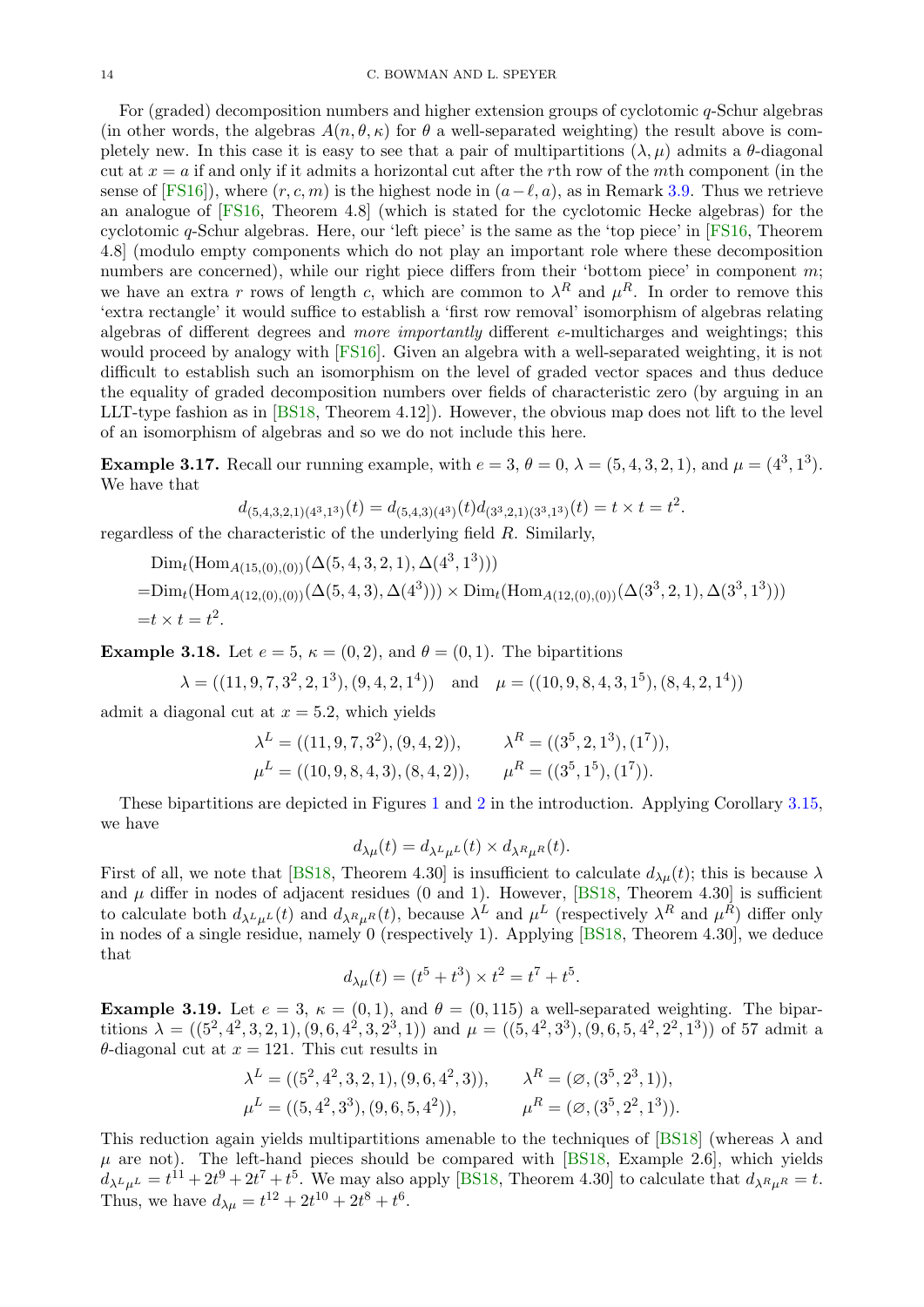For (graded) decomposition numbers and higher extension groups of cyclotomic $q$-Schur algebras (in other words, the algebras $A(n, \theta, \kappa)$ for $\theta$ a well-separated weighting) the result above is completely new. In this case it is easy to see that a pair of multipartitions $(\lambda, \mu)$ admits a $\theta$-diagonal cut at $x = a$ if and only if it admits a horizontal cut after the $r$th row of the $m$th component (in the sense of [FS16]), where $(r, c, m)$ is the highest node in $(a - \ell, a)$, as in Remark 3.9. Thus we retrieve an analogue of [FS16, Theorem 4.8] (which is stated for the cyclotomic Hecke algebras) for the cyclotomic $q$-Schur algebras. Here, our 'left piece' is the same as the 'top piece' in [FS16, Theorem 4.8] (modulo empty components which do not play an important role where these decomposition numbers are concerned), while our right piece differs from their 'bottom piece' in component $m$; we have an extra $r$ rows of length $c$, which are common to $\lambda^R$ and $\mu^R$. In order to remove this 'extra rectangle' it would suffice to establish a 'first row removal' isomorphism of algebras relating algebras of different degrees and *more importantly* different $e$-multicharges and weightings; this would proceed by analogy with [FS16]. Given an algebra with a well-separated weighting, it is not difficult to establish such an isomorphism on the level of graded vector spaces and thus deduce the equality of graded decomposition numbers over fields of characteristic zero (by arguing in an LLT-type fashion as in [BS18, Theorem 4.12]). However, the obvious map does not lift to the level of an isomorphism of algebras and so we do not include this here.

**Example 3.17.** Recall our running example, with $e = 3$, $\theta = 0$, $\lambda = (5, 4, 3, 2, 1)$, and $\mu = (4^3, 1^3)$. We have that

$$d_{(5,4,3,2,1)(4^3,1^3)}(t) = d_{(5,4,3)(4^3)}(t) d_{(3^3,2,1)(3^3,1^3)}(t) = t \times t = t^2.$$

regardless of the characteristic of the underlying field $R$. Similarly,

$$\begin{aligned}
&\mathrm{Dim}_t(\mathrm{Hom}_{A(15,(0),(0))}(\Delta(5,4,3,2,1), \Delta(4^3,1^3))) \\
=&\mathrm{Dim}_t(\mathrm{Hom}_{A(12,(0),(0))}(\Delta(5,4,3), \Delta(4^3))) \times \mathrm{Dim}_t(\mathrm{Hom}_{A(12,(0),(0))}(\Delta(3^3,2,1), \Delta(3^3,1^3))) \\
=& t \times t = t^2.
\end{aligned}$$

**Example 3.18.** Let $e = 5$, $\kappa = (0, 2)$, and $\theta = (0, 1)$. The bipartitions

$$\lambda = ((11, 9, 7, 3^2, 2, 1^3), (9, 4, 2, 1^4)) \quad \text{and} \quad \mu = ((10, 9, 8, 4, 3, 1^5), (8, 4, 2, 1^4))$$

admit a diagonal cut at $x = 5.2$, which yields

$$\begin{aligned}
\lambda^L &= ((11, 9, 7, 3^2), (9, 4, 2)), & \lambda^R &= ((3^5, 2, 1^3), (1^7)), \\
\mu^L &= ((10, 9, 8, 4, 3), (8, 4, 2)), & \mu^R &= ((3^5, 1^5), (1^7)).
\end{aligned}$$

These bipartitions are depicted in Figures 1 and 2 in the introduction. Applying Corollary 3.15, we have

$$d_{\lambda\mu}(t) = d_{\lambda^L\mu^L}(t) \times d_{\lambda^R\mu^R}(t).$$

First of all, we note that [BS18, Theorem 4.30] is insufficient to calculate $d_{\lambda\mu}(t)$; this is because $\lambda$ and $\mu$ differ in nodes of adjacent residues (0 and 1). However, [BS18, Theorem 4.30] is sufficient to calculate both $d_{\lambda^L\mu^L}(t)$ and $d_{\lambda^R\mu^R}(t)$, because $\lambda^L$ and $\mu^L$ (respectively $\lambda^R$ and $\mu^R$) differ only in nodes of a single residue, namely 0 (respectively 1). Applying [BS18, Theorem 4.30], we deduce that

$$d_{\lambda\mu}(t) = (t^5 + t^3) \times t^2 = t^7 + t^5.$$

**Example 3.19.** Let $e = 3$, $\kappa = (0, 1)$, and $\theta = (0, 115)$ a well-separated weighting. The bipartitions $\lambda = ((5^2, 4^2, 3, 2, 1), (9, 6, 4^2, 3, 2^3, 1))$ and $\mu = ((5, 4^2, 3^3), (9, 6, 5, 4^2, 2^2, 1^3))$ of 57 admit a $\theta$-diagonal cut at $x = 121$. This cut results in

$$\begin{aligned}
\lambda^L &= ((5^2, 4^2, 3, 2, 1), (9, 6, 4^2, 3)), & \lambda^R &= (\varnothing, (3^5, 2^3, 1)), \\
\mu^L &= ((5, 4^2, 3^3), (9, 6, 5, 4^2)), & \mu^R &= (\varnothing, (3^5, 2^2, 1^3)).
\end{aligned}$$

This reduction again yields multipartitions amenable to the techniques of [BS18] (whereas $\lambda$ and $\mu$ are not). The left-hand pieces should be compared with [BS18, Example 2.6], which yields $d_{\lambda^L\mu^L} = t^{11} + 2t^9 + 2t^7 + t^5$. We may also apply [BS18, Theorem 4.30] to calculate that $d_{\lambda^R\mu^R} = t$. Thus, we have $d_{\lambda\mu} = t^{12} + 2t^{10} + 2t^8 + t^6$.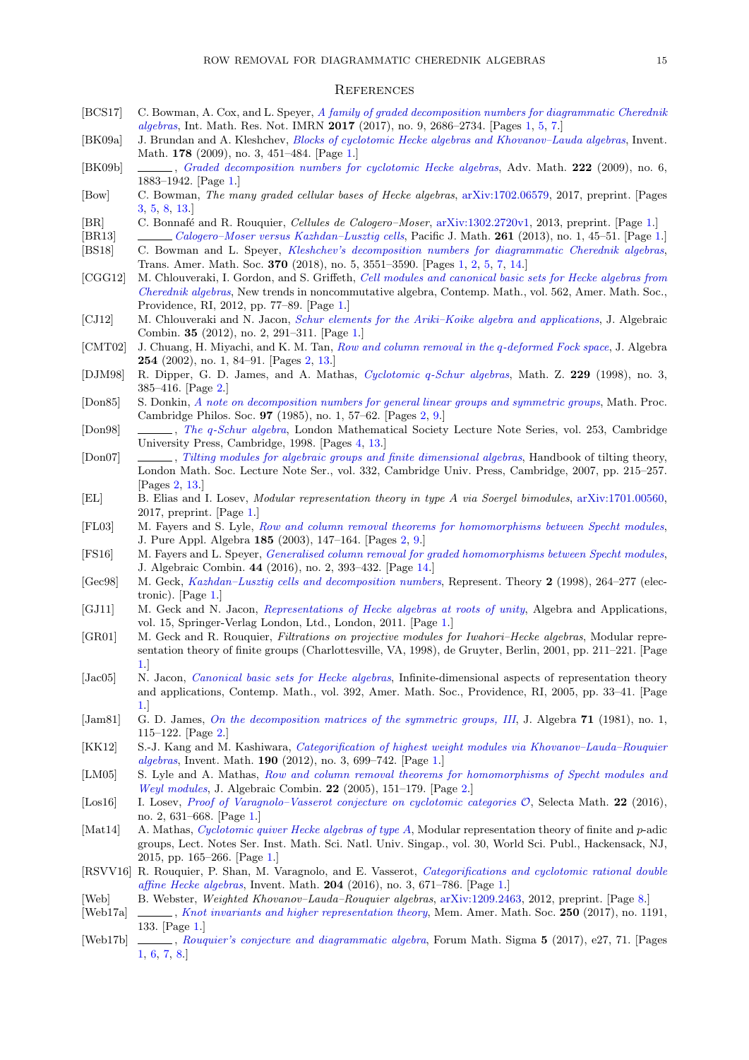## References

[BCS17] C. Bowman, A. Cox, and L. Speyer, *A family of graded decomposition numbers for diagrammatic Cherednik algebras*, Int. Math. Res. Not. IMRN **2017** (2017), no. 9, 2686–2734. [Pages 1, 5, 7.]

[BK09a] J. Brundan and A. Kleshchev, *Blocks of cyclotomic Hecke algebras and Khovanov–Lauda algebras*, Invent. Math. **178** (2009), no. 3, 451–484. [Page 1.]

[BK09b] ______, *Graded decomposition numbers for cyclotomic Hecke algebras*, Adv. Math. **222** (2009), no. 6, 1883–1942. [Page 1.]

[Bow] C. Bowman, *The many graded cellular bases of Hecke algebras*, arXiv:1702.06579, 2017, preprint. [Pages 3, 5, 8, 13.]

[BR] C. Bonnafé and R. Rouquier, *Cellules de Calogero–Moser*, arXiv:1302.2720v1, 2013, preprint. [Page 1.]

[BR13] ______ *Calogero–Moser versus Kazhdan–Lusztig cells*, Pacific J. Math. **261** (2013), no. 1, 45–51. [Page 1.]

[BS18] C. Bowman and L. Speyer, *Kleshchev's decomposition numbers for diagrammatic Cherednik algebras*, Trans. Amer. Math. Soc. **370** (2018), no. 5, 3551–3590. [Pages 1, 2, 5, 7, 14.]

[CGG12] M. Chlouveraki, I. Gordon, and S. Griffeth, *Cell modules and canonical basic sets for Hecke algebras from Cherednik algebras*, New trends in noncommutative algebra, Contemp. Math., vol. 562, Amer. Math. Soc., Providence, RI, 2012, pp. 77–89. [Page 1.]

[CJ12] M. Chlouveraki and N. Jacon, *Schur elements for the Ariki–Koike algebra and applications*, J. Algebraic Combin. **35** (2012), no. 2, 291–311. [Page 1.]

[CMT02] J. Chuang, H. Miyachi, and K. M. Tan, *Row and column removal in the q-deformed Fock space*, J. Algebra **254** (2002), no. 1, 84–91. [Pages 2, 13.]

[DJM98] R. Dipper, G. D. James, and A. Mathas, *Cyclotomic q-Schur algebras*, Math. Z. **229** (1998), no. 3, 385–416. [Page 2.]

[Don85] S. Donkin, *A note on decomposition numbers for general linear groups and symmetric groups*, Math. Proc. Cambridge Philos. Soc. **97** (1985), no. 1, 57–62. [Pages 2, 9.]

[Don98] ______, *The q-Schur algebra*, London Mathematical Society Lecture Note Series, vol. 253, Cambridge University Press, Cambridge, 1998. [Pages 4, 13.]

[Don07] ______, *Tilting modules for algebraic groups and finite dimensional algebras*, Handbook of tilting theory, London Math. Soc. Lecture Note Ser., vol. 332, Cambridge Univ. Press, Cambridge, 2007, pp. 215–257. [Pages 2, 13.]

[EL] B. Elias and I. Losev, *Modular representation theory in type A via Soergel bimodules*, arXiv:1701.00560, 2017, preprint. [Page 1.]

[FL03] M. Fayers and S. Lyle, *Row and column removal theorems for homomorphisms between Specht modules*, J. Pure Appl. Algebra **185** (2003), 147–164. [Pages 2, 9.]

[FS16] M. Fayers and L. Speyer, *Generalised column removal for graded homomorphisms between Specht modules*, J. Algebraic Combin. **44** (2016), no. 2, 393–432. [Page 14.]

[Gec98] M. Geck, *Kazhdan–Lusztig cells and decomposition numbers*, Represent. Theory **2** (1998), 264–277 (electronic). [Page 1.]

[GJ11] M. Geck and N. Jacon, *Representations of Hecke algebras at roots of unity*, Algebra and Applications, vol. 15, Springer-Verlag London, Ltd., London, 2011. [Page 1.]

[GR01] M. Geck and R. Rouquier, *Filtrations on projective modules for Iwahori–Hecke algebras*, Modular representation theory of finite groups (Charlottesville, VA, 1998), de Gruyter, Berlin, 2001, pp. 211–221. [Page 1.]

[Jac05] N. Jacon, *Canonical basic sets for Hecke algebras*, Infinite-dimensional aspects of representation theory and applications, Contemp. Math., vol. 392, Amer. Math. Soc., Providence, RI, 2005, pp. 33–41. [Page 1.]

[Jam81] G. D. James, *On the decomposition matrices of the symmetric groups, III*, J. Algebra **71** (1981), no. 1, 115–122. [Page 2.]

[KK12] S.-J. Kang and M. Kashiwara, *Categorification of highest weight modules via Khovanov–Lauda–Rouquier algebras*, Invent. Math. **190** (2012), no. 3, 699–742. [Page 1.]

[LM05] S. Lyle and A. Mathas, *Row and column removal theorems for homomorphisms of Specht modules and Weyl modules*, J. Algebraic Combin. **22** (2005), 151–179. [Page 2.]

[Los16] I. Losev, *Proof of Varagnolo–Vasserot conjecture on cyclotomic categories $\mathcal{O}$*, Selecta Math. **22** (2016), no. 2, 631–668. [Page 1.]

[Mat14] A. Mathas, *Cyclotomic quiver Hecke algebras of type A*, Modular representation theory of finite and $p$-adic groups, Lect. Notes Ser. Inst. Math. Sci. Natl. Univ. Singap., vol. 30, World Sci. Publ., Hackensack, NJ, 2015, pp. 165–266. [Page 1.]

[RSVV16] R. Rouquier, P. Shan, M. Varagnolo, and E. Vasserot, *Categorifications and cyclotomic rational double affine Hecke algebras*, Invent. Math. **204** (2016), no. 3, 671–786. [Page 1.]

[Web] B. Webster, *Weighted Khovanov–Lauda–Rouquier algebras*, arXiv:1209.2463, 2012, preprint. [Page 8.]

[Web17a] ______, *Knot invariants and higher representation theory*, Mem. Amer. Math. Soc. **250** (2017), no. 1191, 133. [Page 1.]

[Web17b] ______, *Rouquier's conjecture and diagrammatic algebra*, Forum Math. Sigma **5** (2017), e27, 71. [Pages 1, 6, 7, 8.]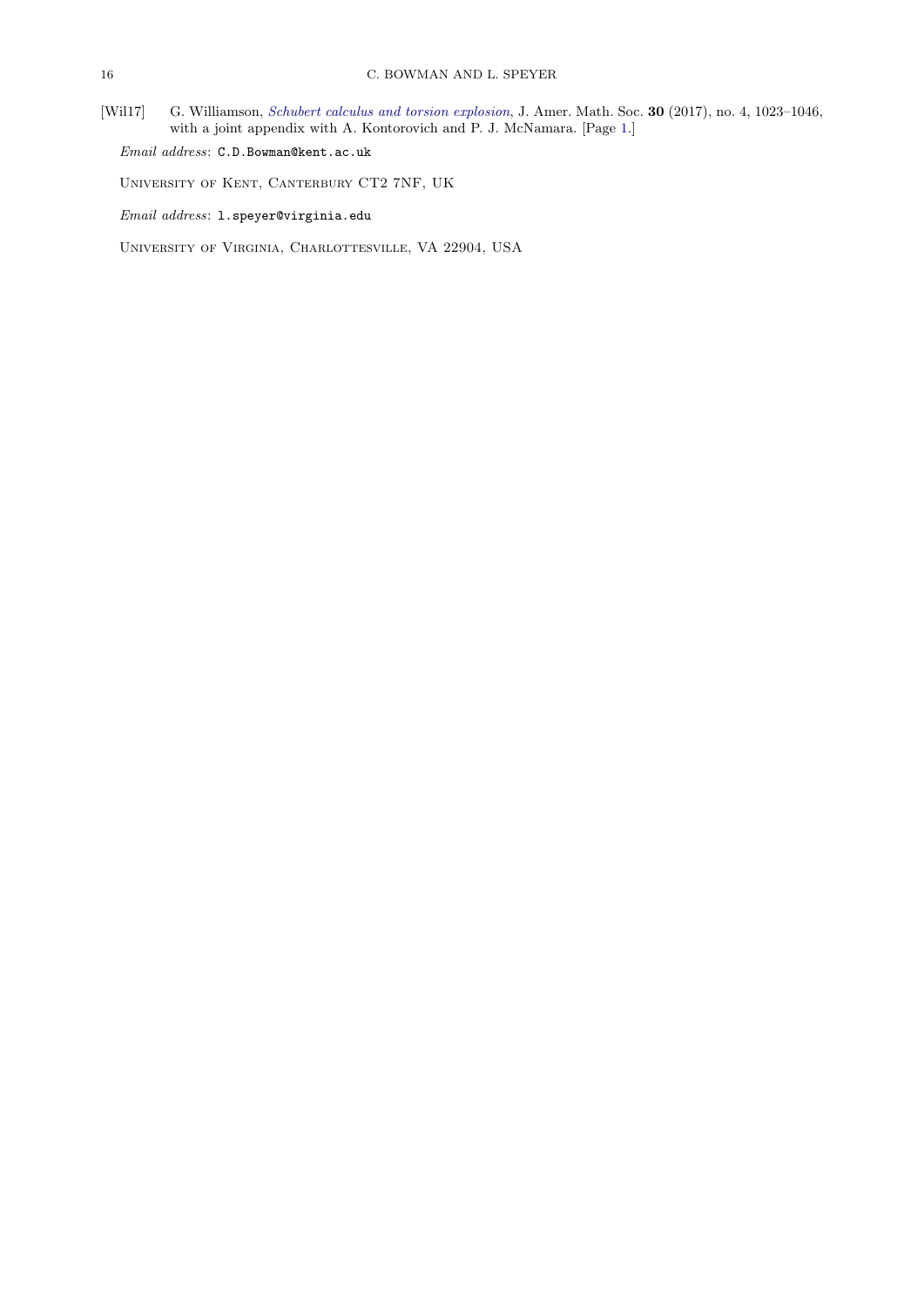[Wil17] G. Williamson, *Schubert calculus and torsion explosion*, J. Amer. Math. Soc. **30** (2017), no. 4, 1023–1046, with a joint appendix with A. Kontorovich and P. J. McNamara. [Page 1.]

*Email address*: `C.D.Bowman@kent.ac.uk`

University of Kent, Canterbury CT2 7NF, UK

*Email address*: `l.speyer@virginia.edu`

University of Virginia, Charlottesville, VA 22904, USA